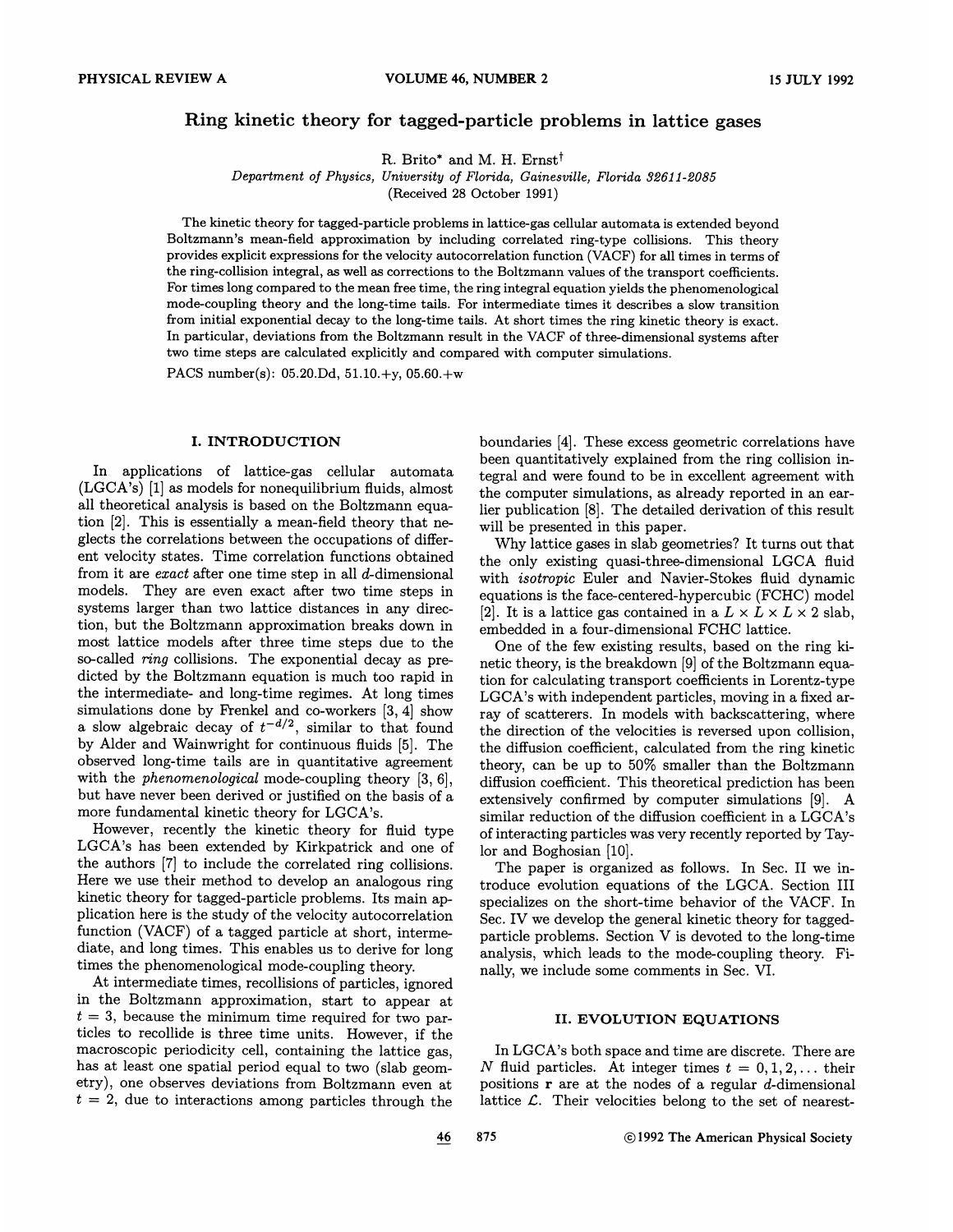# Ring kinetic theory for tagged-particle problems in lattice gases

R. Brito* and M. H. Ernst†

*Department of Physics, University of Florida, Gainesville, Florida 32611-2085*

(Received 28 October 1991)

The kinetic theory for tagged-particle problems in lattice-gas cellular automata is extended beyond Boltzmann's mean-field approximation by including correlated ring-type collisions. This theory provides explicit expressions for the velocity autocorrelation function (VACF) for all times in terms of the ring-collision integral, as well as corrections to the Boltzmann values of the transport coefficients. For times long compared to the mean free time, the ring integral equation yields the phenomenological mode-coupling theory and the long-time tails. For intermediate times it describes a slow transition from initial exponential decay to the long-time tails. At short times the ring kinetic theory is exact. In particular, deviations from the Boltzmann result in the VACF of three-dimensional systems after two time steps are calculated explicitly and compared with computer simulations.

PACS number(s): 05.20.Dd, 51.10.+y, 05.60.+w

## I. INTRODUCTION

In applications of lattice-gas cellular automata (LGCA's) [1] as models for nonequilibrium fluids, almost all theoretical analysis is based on the Boltzmann equation [2]. This is essentially a mean-field theory that neglects the correlations between the occupations of different velocity states. Time correlation functions obtained from it are *exact* after one time step in all $d$-dimensional models. They are even exact after two time steps in systems larger than two lattice distances in any direction, but the Boltzmann approximation breaks down in most lattice models after three time steps due to the so-called *ring* collisions. The exponential decay as predicted by the Boltzmann equation is much too rapid in the intermediate- and long-time regimes. At long times simulations done by Frenkel and co-workers [3, 4] show a slow algebraic decay of $t^{-d/2}$, similar to that found by Alder and Wainwright for continuous fluids [5]. The observed long-time tails are in quantitative agreement with the *phenomenological* mode-coupling theory [3, 6], but have never been derived or justified on the basis of a more fundamental kinetic theory for LGCA's.

However, recently the kinetic theory for fluid type LGCA's has been extended by Kirkpatrick and one of the authors [7] to include the correlated ring collisions. Here we use their method to develop an analogous ring kinetic theory for tagged-particle problems. Its main application here is the study of the velocity autocorrelation function (VACF) of a tagged particle at short, intermediate, and long times. This enables us to derive for long times the phenomenological mode-coupling theory.

At intermediate times, recollisions of particles, ignored in the Boltzmann approximation, start to appear at $t = 3$, because the minimum time required for two particles to recollide is three time units. However, if the macroscopic periodicity cell, containing the lattice gas, has at least one spatial period equal to two (slab geometry), one observes deviations from Boltzmann even at $t = 2$, due to interactions among particles through the boundaries [4]. These excess geometric correlations have been quantitatively explained from the ring collision integral and were found to be in excellent agreement with the computer simulations, as already reported in an earlier publication [8]. The detailed derivation of this result will be presented in this paper.

Why lattice gases in slab geometries? It turns out that the only existing quasi-three-dimensional LGCA fluid with *isotropic* Euler and Navier-Stokes fluid dynamic equations is the face-centered-hypercubic (FCHC) model [2]. It is a lattice gas contained in a $L \times L \times L \times 2$ slab, embedded in a four-dimensional FCHC lattice.

One of the few existing results, based on the ring kinetic theory, is the breakdown [9] of the Boltzmann equation for calculating transport coefficients in Lorentz-type LGCA's with independent particles, moving in a fixed array of scatterers. In models with backscattering, where the direction of the velocities is reversed upon collision, the diffusion coefficient, calculated from the ring kinetic theory, can be up to 50% smaller than the Boltzmann diffusion coefficient. This theoretical prediction has been extensively confirmed by computer simulations [9]. A similar reduction of the diffusion coefficient in a LGCA's of interacting particles was very recently reported by Taylor and Boghosian [10].

The paper is organized as follows. In Sec. II we introduce evolution equations of the LGCA. Section III specializes on the short-time behavior of the VACF. In Sec. IV we develop the general kinetic theory for tagged-particle problems. Section V is devoted to the long-time analysis, which leads to the mode-coupling theory. Finally, we include some comments in Sec. VI.

## II. EVOLUTION EQUATIONS

In LGCA's both space and time are discrete. There are $N$ fluid particles. At integer times $t = 0, 1, 2, \ldots$ their positions $\mathbf{r}$ are at the nodes of a regular $d$-dimensional lattice $\mathcal{L}$. Their velocities belong to the set of nearest-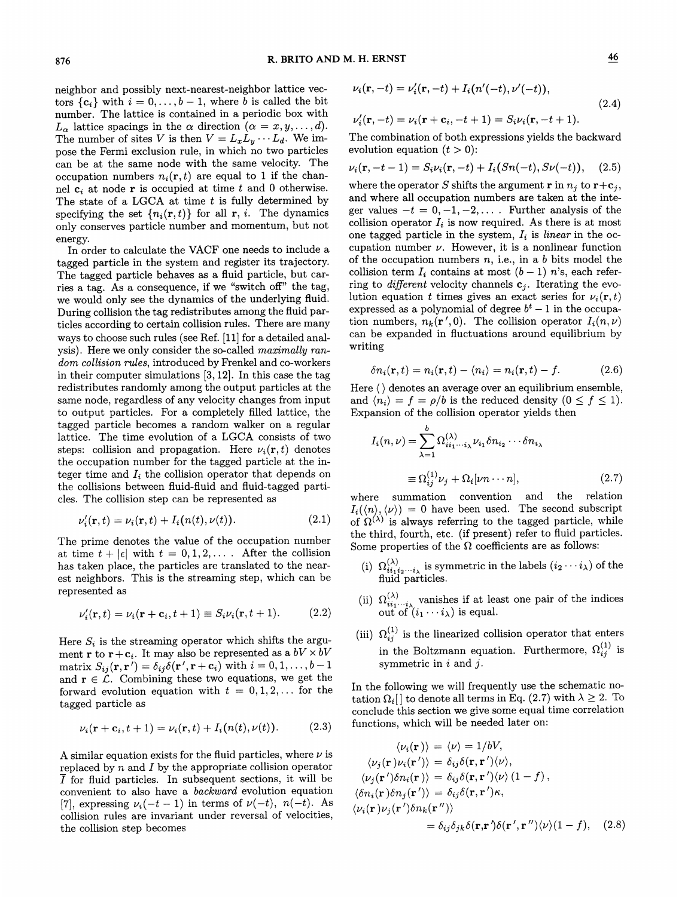neighbor and possibly next-nearest-neighbor lattice vectors $\{\mathbf{c}_i\}$ with $i = 0, \ldots, b-1$, where $b$ is called the bit number. The lattice is contained in a periodic box with $L_\alpha$ lattice spacings in the $\alpha$ direction ($\alpha = x, y, \ldots, d$). The number of sites $V$ is then $V = L_x L_y \cdots L_d$. We impose the Fermi exclusion rule, in which no two particles can be at the same node with the same velocity. The occupation numbers $n_i(\mathbf{r}, t)$ are equal to 1 if the channel $\mathbf{c}_i$ at node $\mathbf{r}$ is occupied at time $t$ and 0 otherwise. The state of a LGCA at time $t$ is fully determined by specifying the set $\{n_i(\mathbf{r}, t)\}$ for all $\mathbf{r}$, $i$. The dynamics only conserves particle number and momentum, but not energy.

In order to calculate the VACF one needs to include a tagged particle in the system and register its trajectory. The tagged particle behaves as a fluid particle, but carries a tag. As a consequence, if we "switch off" the tag, we would only see the dynamics of the underlying fluid. During collision the tag redistributes among the fluid particles according to certain collision rules. There are many ways to choose such rules (see Ref. [11] for a detailed analysis). Here we only consider the so-called *maximally random collision rules*, introduced by Frenkel and co-workers in their computer simulations [3, 12]. In this case the tag redistributes randomly among the output particles at the same node, regardless of any velocity changes from input to output particles. For a completely filled lattice, the tagged particle becomes a random walker on a regular lattice. The time evolution of a LGCA consists of two steps: collision and propagation. Here $\nu_i(\mathbf{r}, t)$ denotes the occupation number for the tagged particle at the integer time and $I_i$ the collision operator that depends on the collisions between fluid-fluid and fluid-tagged particles. The collision step can be represented as

$$\nu_i'(\mathbf{r}, t) = \nu_i(\mathbf{r}, t) + I_i(n(t), \nu(t)). \tag{2.1}$$

The prime denotes the value of the occupation number at time $t + |\epsilon|$ with $t = 0, 1, 2, \ldots$. After the collision has taken place, the particles are translated to the nearest neighbors. This is the streaming step, which can be represented as

$$\nu_i'(\mathbf{r}, t) = \nu_i(\mathbf{r} + \mathbf{c}_i, t+1) \equiv S_i \nu_i(\mathbf{r}, t+1). \tag{2.2}$$

Here $S_i$ is the streaming operator which shifts the argument $\mathbf{r}$ to $\mathbf{r} + \mathbf{c}_i$. It may also be represented as a $bV \times bV$ matrix $S_{ij}(\mathbf{r}, \mathbf{r}') = \delta_{ij} \delta(\mathbf{r}', \mathbf{r} + \mathbf{c}_i)$ with $i = 0, 1, \ldots, b-1$ and $\mathbf{r} \in \mathcal{L}$. Combining these two equations, we get the forward evolution equation with $t = 0, 1, 2, \ldots$ for the tagged particle as

$$\nu_i(\mathbf{r} + \mathbf{c}_i, t+1) = \nu_i(\mathbf{r}, t) + I_i(n(t), \nu(t)). \tag{2.3}$$

A similar equation exists for the fluid particles, where $\nu$ is replaced by $n$ and $I$ by the appropriate collision operator $\overline{I}$ for fluid particles. In subsequent sections, it will be convenient to also have a *backward* evolution equation [7], expressing $\nu_i(-t-1)$ in terms of $\nu(-t)$, $n(-t)$. As collision rules are invariant under reversal of velocities, the collision step becomes

$$\begin{aligned}
\nu_i(\mathbf{r}, -t) &= \nu_i'(\mathbf{r}, -t) + I_i(n'(-t), \nu'(-t)), \\
\nu_i'(\mathbf{r}, -t) &= \nu_i(\mathbf{r} + \mathbf{c}_i, -t+1) = S_i \nu_i(\mathbf{r}, -t+1).
\end{aligned} \tag{2.4}$$

The combination of both expressions yields the backward evolution equation ($t > 0$):

$$\nu_i(\mathbf{r}, -t-1) = S_i \nu_i(\mathbf{r}, -t) + I_i(Sn(-t), S\nu(-t)), \tag{2.5}$$

where the operator $S$ shifts the argument $\mathbf{r}$ in $n_j$ to $\mathbf{r} + \mathbf{c}_j$, and where all occupation numbers are taken at the integer values $-t = 0, -1, -2, \ldots$. Further analysis of the collision operator $I_i$ is now required. As there is at most one tagged particle in the system, $I_i$ is *linear* in the occupation number $\nu$. However, it is a nonlinear function of the occupation numbers $n$, i.e., in a $b$ bits model the collision term $I_i$ contains at most $(b-1)$ $n$'s, each referring to *different* velocity channels $\mathbf{c}_j$. Iterating the evolution equation $t$ times gives an exact series for $\nu_i(\mathbf{r}, t)$ expressed as a polynomial of degree $b^t - 1$ in the occupation numbers, $n_k(\mathbf{r}', 0)$. The collision operator $I_i(n, \nu)$ can be expanded in fluctuations around equilibrium by writing

$$\delta n_i(\mathbf{r}, t) = n_i(\mathbf{r}, t) - \langle n_i \rangle = n_i(\mathbf{r}, t) - f. \tag{2.6}$$

Here $\langle\, \rangle$ denotes an average over an equilibrium ensemble, and $\langle n_i \rangle = f = \rho / b$ is the reduced density ($0 \leq f \leq 1$). Expansion of the collision operator yields then

$$\begin{aligned}
I_i(n, \nu) &= \sum_{\lambda=1}^{b} \Omega^{(\lambda)}_{i i_1 \cdots i_\lambda} \nu_{i_1} \delta n_{i_2} \cdots \delta n_{i_\lambda} \\
&\equiv \Omega^{(1)}_{ij} \nu_j + \Omega_i[\nu n \cdots n],
\end{aligned} \tag{2.7}$$

where summation convention and the relation $I_i(\langle n \rangle, \langle \nu \rangle) = 0$ have been used. The second subscript of $\Omega^{(\lambda)}$ is always referring to the tagged particle, while the third, fourth, etc. (if present) refer to fluid particles. Some properties of the $\Omega$ coefficients are as follows:

(i) $\Omega^{(\lambda)}_{i i_1 i_2 \cdots i_\lambda}$ is symmetric in the labels $(i_2 \cdots i_\lambda)$ of the fluid particles.

(ii) $\Omega^{(\lambda)}_{i i_1 \cdots i_\lambda}$ vanishes if at least one pair of the indices out of $(i_1 \cdots i_\lambda)$ is equal.

(iii) $\Omega^{(1)}_{ij}$ is the linearized collision operator that enters in the Boltzmann equation. Furthermore, $\Omega^{(1)}_{ij}$ is symmetric in $i$ and $j$.

In the following we will frequently use the schematic notation $\Omega_i[\,]$ to denote all terms in Eq. (2.7) with $\lambda \geq 2$. To conclude this section we give some equal time correlation functions, which will be needed later on:

$$\begin{aligned}
\langle \nu_i(\mathbf{r}) \rangle &= \langle \nu \rangle = 1/bV, \\
\langle \nu_j(\mathbf{r}) \nu_i(\mathbf{r}') \rangle &= \delta_{ij} \delta(\mathbf{r}, \mathbf{r}') \langle \nu \rangle, \\
\langle \nu_j(\mathbf{r}') \delta n_i(\mathbf{r}) \rangle &= \delta_{ij} \delta(\mathbf{r}, \mathbf{r}') \langle \nu \rangle (1 - f), \\
\langle \delta n_i(\mathbf{r}) \delta n_j(\mathbf{r}') \rangle &= \delta_{ij} \delta(\mathbf{r}, \mathbf{r}') \kappa, \\
\langle \nu_i(\mathbf{r}) \nu_j(\mathbf{r}') \delta n_k(\mathbf{r}'') \rangle & \\
&= \delta_{ij} \delta_{jk} \delta(\mathbf{r}, \mathbf{r}') \delta(\mathbf{r}', \mathbf{r}'') \langle \nu \rangle (1 - f),
\end{aligned} \tag{2.8}$$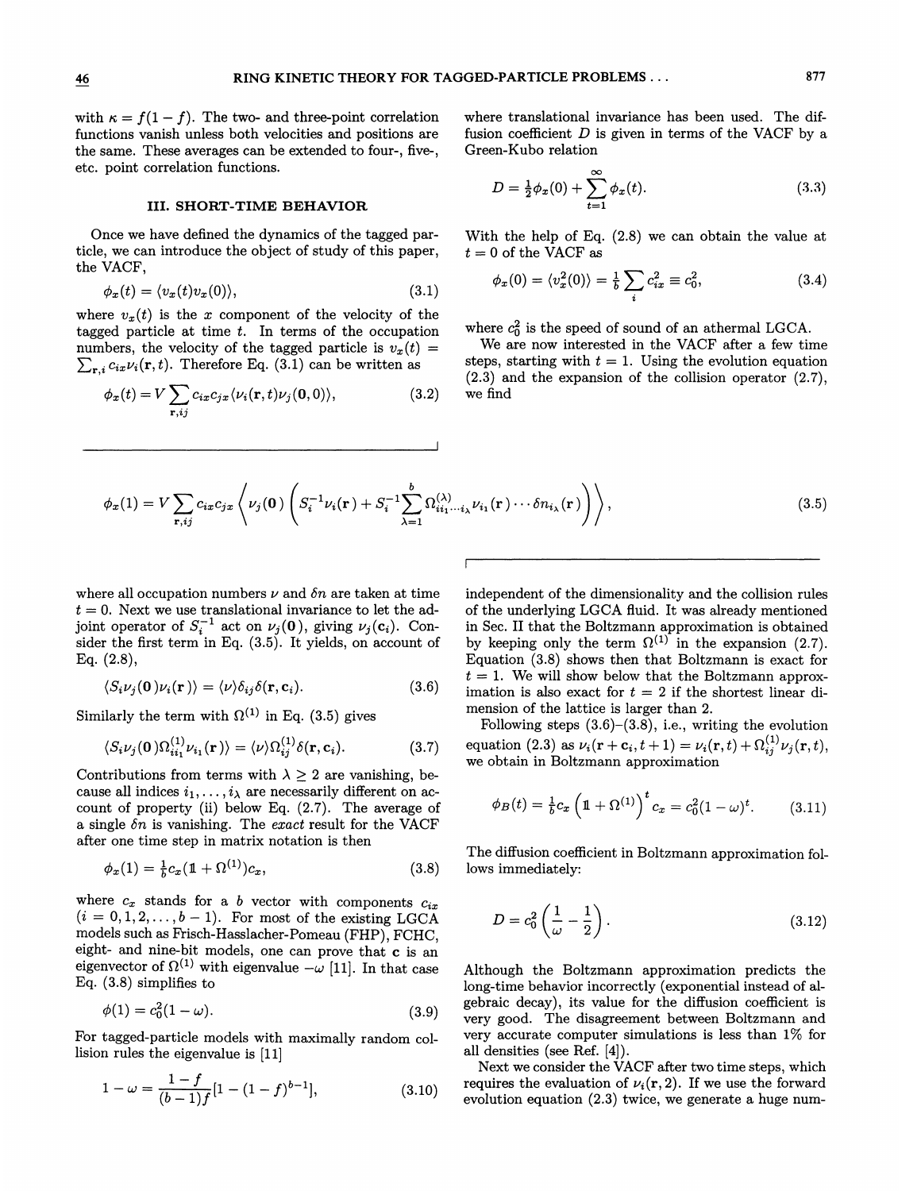with $\kappa = f(1-f)$. The two- and three-point correlation functions vanish unless both velocities and positions are the same. These averages can be extended to four-, five-, etc. point correlation functions.

## III. SHORT-TIME BEHAVIOR

Once we have defined the dynamics of the tagged particle, we can introduce the object of study of this paper, the VACF,

$$\phi_x(t) = \langle v_x(t) v_x(0) \rangle, \tag{3.1}$$

where $v_x(t)$ is the $x$ component of the velocity of the tagged particle at time $t$. In terms of the occupation numbers, the velocity of the tagged particle is $v_x(t) = \sum_{\mathbf{r},i} c_{ix} \nu_i(\mathbf{r}, t)$. Therefore Eq. (3.1) can be written as

$$\phi_x(t) = V \sum_{\mathbf{r},ij} c_{ix} c_{jx} \langle \nu_i(\mathbf{r}, t) \nu_j(\mathbf{0}, 0) \rangle, \tag{3.2}$$

where translational invariance has been used. The diffusion coefficient $D$ is given in terms of the VACF by a Green-Kubo relation

$$D = \tfrac{1}{2}\phi_x(0) + \sum_{t=1}^{\infty} \phi_x(t). \tag{3.3}$$

With the help of Eq. (2.8) we can obtain the value at $t=0$ of the VACF as

$$\phi_x(0) = \langle v_x^2(0) \rangle = \tfrac{1}{b} \sum_i c_{ix}^2 \equiv c_0^2, \tag{3.4}$$

where $c_0^2$ is the speed of sound of an athermal LGCA.

We are now interested in the VACF after a few time steps, starting with $t=1$. Using the evolution equation (2.3) and the expansion of the collision operator (2.7), we find

$$\phi_x(1) = V \sum_{\mathbf{r},ij} c_{ix} c_{jx} \left\langle \nu_j(\mathbf{0}) \left( S_i^{-1} \nu_i(\mathbf{r}) + S_i^{-1} \sum_{\lambda=1}^{b} \Omega^{(\lambda)}_{i i_1 \cdots i_\lambda} \nu_{i_1}(\mathbf{r}) \cdots \delta n_{i_\lambda}(\mathbf{r}) \right) \right\rangle, \tag{3.5}$$

where all occupation numbers $\nu$ and $\delta n$ are taken at time $t=0$. Next we use translational invariance to let the adjoint operator of $S_i^{-1}$ act on $\nu_j(\mathbf{0})$, giving $\nu_j(\mathbf{c}_i)$. Consider the first term in Eq. (3.5). It yields, on account of Eq. (2.8),

$$\langle S_i \nu_j(\mathbf{0}) \nu_i(\mathbf{r}) \rangle = \langle \nu \rangle \delta_{ij} \delta(\mathbf{r}, \mathbf{c}_i). \tag{3.6}$$

Similarly the term with $\Omega^{(1)}$ in Eq. (3.5) gives

$$\langle S_i \nu_j(\mathbf{0}) \Omega^{(1)}_{i i_1} \nu_{i_1}(\mathbf{r}) \rangle = \langle \nu \rangle \Omega^{(1)}_{ij} \delta(\mathbf{r}, \mathbf{c}_i). \tag{3.7}$$

Contributions from terms with $\lambda \geq 2$ are vanishing, because all indices $i_1, \ldots, i_\lambda$ are necessarily different on account of property (ii) below Eq. (2.7). The average of a single $\delta n$ is vanishing. The *exact* result for the VACF after one time step in matrix notation is then

$$\phi_x(1) = \tfrac{1}{b} c_x (\mathbb{1} + \Omega^{(1)}) c_x, \tag{3.8}$$

where $c_x$ stands for a $b$ vector with components $c_{ix}$ ($i = 0, 1, 2, \ldots, b-1$). For most of the existing LGCA models such as Frisch-Hasslacher-Pomeau (FHP), FCHC, eight- and nine-bit models, one can prove that $\mathbf{c}$ is an eigenvector of $\Omega^{(1)}$ with eigenvalue $-\omega$ [11]. In that case Eq. (3.8) simplifies to

$$\phi(1) = c_0^2 (1 - \omega). \tag{3.9}$$

For tagged-particle models with maximally random collision rules the eigenvalue is [11]

$$1 - \omega = \frac{1-f}{(b-1)f} [1 - (1-f)^{b-1}], \tag{3.10}$$

independent of the dimensionality and the collision rules of the underlying LGCA fluid. It was already mentioned in Sec. II that the Boltzmann approximation is obtained by keeping only the term $\Omega^{(1)}$ in the expansion (2.7). Equation (3.8) shows then that Boltzmann is exact for $t=1$. We will show below that the Boltzmann approximation is also exact for $t=2$ if the shortest linear dimension of the lattice is larger than 2.

Following steps (3.6)–(3.8), i.e., writing the evolution equation (2.3) as $\nu_i(\mathbf{r} + \mathbf{c}_i, t+1) = \nu_i(\mathbf{r}, t) + \Omega^{(1)}_{ij} \nu_j(\mathbf{r}, t)$, we obtain in Boltzmann approximation

$$\phi_B(t) = \tfrac{1}{b} c_x \left( \mathbb{1} + \Omega^{(1)} \right)^t c_x = c_0^2 (1 - \omega)^t. \tag{3.11}$$

The diffusion coefficient in Boltzmann approximation follows immediately:

$$D = c_0^2 \left( \frac{1}{\omega} - \frac{1}{2} \right). \tag{3.12}$$

Although the Boltzmann approximation predicts the long-time behavior incorrectly (exponential instead of algebraic decay), its value for the diffusion coefficient is very good. The disagreement between Boltzmann and very accurate computer simulations is less than 1% for all densities (see Ref. [4]).

Next we consider the VACF after two time steps, which requires the evaluation of $\nu_i(\mathbf{r}, 2)$. If we use the forward evolution equation (2.3) twice, we generate a huge num-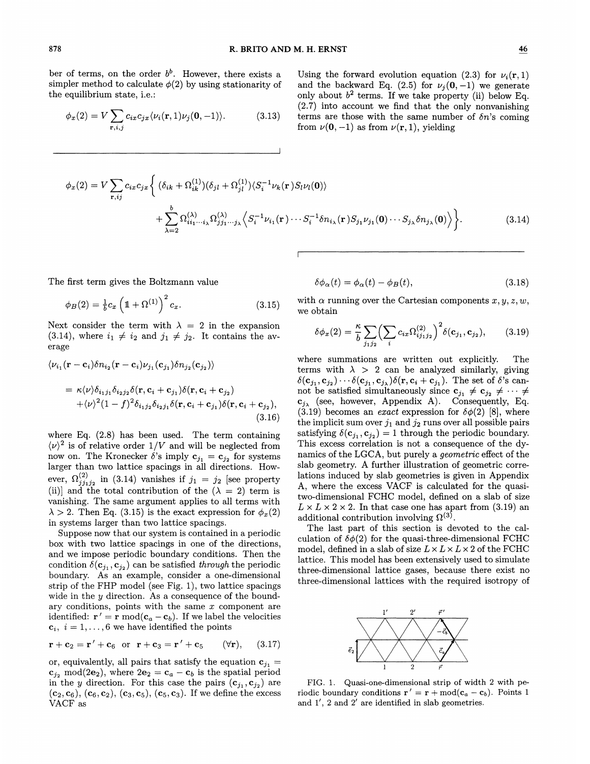ber of terms, on the order $b^b$. However, there exists a simpler method to calculate $\phi(2)$ by using stationarity of the equilibrium state, i.e.:

$$\phi_x(2) = V \sum_{\mathbf{r},i,j} c_{ix} c_{jx} \langle \nu_i(\mathbf{r}, 1) \nu_j(\mathbf{0}, -1) \rangle. \tag{3.13}$$

Using the forward evolution equation (2.3) for $\nu_i(\mathbf{r}, 1)$ and the backward Eq. (2.5) for $\nu_j(\mathbf{0}, -1)$ we generate only about $b^2$ terms. If we take property (ii) below Eq. (2.7) into account we find that the only nonvanishing terms are those with the same number of $\delta n$'s coming from $\nu(\mathbf{0}, -1)$ as from $\nu(\mathbf{r}, 1)$, yielding

$$\phi_x(2) = V \sum_{\mathbf{r},ij} c_{ix} c_{jx} \Big\{ (\delta_{ik} + \Omega^{(1)}_{ik})(\delta_{jl} + \Omega^{(1)}_{jl}) \langle S_i^{-1} \nu_k(\mathbf{r}) S_l \nu_l(\mathbf{0}) \rangle + \sum_{\lambda=2}^{b} \Omega^{(\lambda)}_{ii_1 \cdots i_\lambda} \Omega^{(\lambda)}_{jj_1 \cdots j_\lambda} \Big\langle S_i^{-1} \nu_{i_1}(\mathbf{r}) \cdots S_i^{-1} \delta n_{i_\lambda}(\mathbf{r}) S_{j_1} \nu_{j_1}(\mathbf{0}) \cdots S_{j_\lambda} \delta n_{j_\lambda}(\mathbf{0}) \Big\rangle \Big\}. \tag{3.14}$$

The first term gives the Boltzmann value

$$\phi_B(2) = \tfrac{1}{b} c_x \left( \mathbb{1} + \Omega^{(1)} \right)^2 c_x. \tag{3.15}$$

Next consider the term with $\lambda = 2$ in the expansion (3.14), where $i_1 \neq i_2$ and $j_1 \neq j_2$. It contains the average

$$\begin{aligned}
\langle \nu_{i_1}(\mathbf{r} - \mathbf{c}_i) \delta n_{i_2}(\mathbf{r} - \mathbf{c}_i) \nu_{j_1}(\mathbf{c}_{j_1}) \delta n_{j_2}(\mathbf{c}_{j_2}) \rangle \\
= \kappa \langle \nu \rangle \delta_{i_1 j_1} \delta_{i_2 j_2} \delta(\mathbf{r}, \mathbf{c}_i + \mathbf{c}_{j_1}) \delta(\mathbf{r}, \mathbf{c}_i + \mathbf{c}_{j_2}) \\
+ \langle \nu \rangle^2 (1 - f)^2 \delta_{i_1 j_2} \delta_{i_2 j_1} \delta(\mathbf{r}, \mathbf{c}_i + \mathbf{c}_{j_1}) \delta(\mathbf{r}, \mathbf{c}_i + \mathbf{c}_{j_2}),
\end{aligned} \tag{3.16}$$

where Eq. (2.8) has been used. The term containing $\langle \nu \rangle^2$ is of relative order $1/V$ and will be neglected from now on. The Kronecker $\delta$'s imply $\mathbf{c}_{j_1} = \mathbf{c}_{j_2}$ for systems larger than two lattice spacings in all directions. However, $\Omega^{(2)}_{jj_1 j_2}$ in (3.14) vanishes if $j_1 = j_2$ [see property (ii)] and the total contribution of the ($\lambda = 2$) term is vanishing. The same argument applies to all terms with $\lambda > 2$. Then Eq. (3.15) is the exact expression for $\phi_x(2)$ in systems larger than two lattice spacings.

Suppose now that our system is contained in a periodic box with two lattice spacings in one of the directions, and we impose periodic boundary conditions. Then the condition $\delta(\mathbf{c}_{j_1}, \mathbf{c}_{j_2})$ can be satisfied *through* the periodic boundary. As an example, consider a one-dimensional strip of the FHP model (see Fig. 1), two lattice spacings wide in the $y$ direction. As a consequence of the boundary conditions, points with the same $x$ component are identified: $\mathbf{r}' = \mathbf{r} \bmod (\mathbf{c}_a - \mathbf{c}_b)$. If we label the velocities $\mathbf{c}_i$, $i = 1, \ldots, 6$ we have identified the points

$$\mathbf{r} + \mathbf{c}_2 = \mathbf{r}' + \mathbf{c}_6 \quad \text{or} \quad \mathbf{r} + \mathbf{c}_3 = \mathbf{r}' + \mathbf{c}_5 \qquad (\forall \mathbf{r}), \tag{3.17}$$

or, equivalently, all pairs that satisfy the equation $\mathbf{c}_{j_1} = \mathbf{c}_{j_2} \bmod (2\mathbf{e}_2)$, where $2\mathbf{e}_2 = \mathbf{c}_a - \mathbf{c}_b$ is the spatial period in the $y$ direction. For this case the pairs $(\mathbf{c}_{j_1}, \mathbf{c}_{j_2})$ are $(\mathbf{c}_2, \mathbf{c}_6)$, $(\mathbf{c}_6, \mathbf{c}_2)$, $(\mathbf{c}_3, \mathbf{c}_5)$, $(\mathbf{c}_5, \mathbf{c}_3)$. If we define the excess VACF as

$$\delta \phi_\alpha(t) = \phi_\alpha(t) - \phi_B(t), \tag{3.18}$$

with $\alpha$ running over the Cartesian components $x, y, z, w$, we obtain

$$\delta \phi_x(2) = \frac{\kappa}{b} \sum_{j_1 j_2} \Big( \sum_i c_{ix} \Omega^{(2)}_{ij_1 j_2} \Big)^2 \delta(\mathbf{c}_{j_1}, \mathbf{c}_{j_2}), \tag{3.19}$$

where summations are written out explicitly. The terms with $\lambda > 2$ can be analyzed similarly, giving $\delta(\mathbf{c}_{j_1}, \mathbf{c}_{j_2}) \cdots \delta(\mathbf{c}_{j_1}, \mathbf{c}_{j_\lambda}) \delta(\mathbf{r}, \mathbf{c}_i + \mathbf{c}_{j_1})$. The set of $\delta$'s cannot be satisfied simultaneously since $\mathbf{c}_{j_1} \neq \mathbf{c}_{j_2} \neq \cdots \neq \mathbf{c}_{j_\lambda}$ (see, however, Appendix A). Consequently, Eq. (3.19) becomes an *exact* expression for $\delta\phi(2)$ [8], where the implicit sum over $j_1$ and $j_2$ runs over all possible pairs satisfying $\delta(\mathbf{c}_{j_1}, \mathbf{c}_{j_2}) = 1$ through the periodic boundary. This excess correlation is not a consequence of the dynamics of the LGCA, but purely a *geometric* effect of the slab geometry. A further illustration of geometric correlations induced by slab geometries is given in Appendix A, where the excess VACF is calculated for the quasi-two-dimensional FCHC model, defined on a slab of size $L \times L \times 2 \times 2$. In that case one has apart from (3.19) an additional contribution involving $\Omega^{(3)}$.

The last part of this section is devoted to the calculation of $\delta\phi(2)$ for the quasi-three-dimensional FCHC model, defined in a slab of size $L \times L \times L \times 2$ of the FCHC lattice. This model has been extensively used to simulate three-dimensional lattice gases, because there exist no three-dimensional lattices with the required isotropy of

FIG. 1. Quasi-one-dimensional strip of width 2 with periodic boundary conditions $\mathbf{r}' = \mathbf{r} + \bmod(\mathbf{c}_a - \mathbf{c}_b)$. Points 1 and 1′, 2 and 2′ are identified in slab geometries.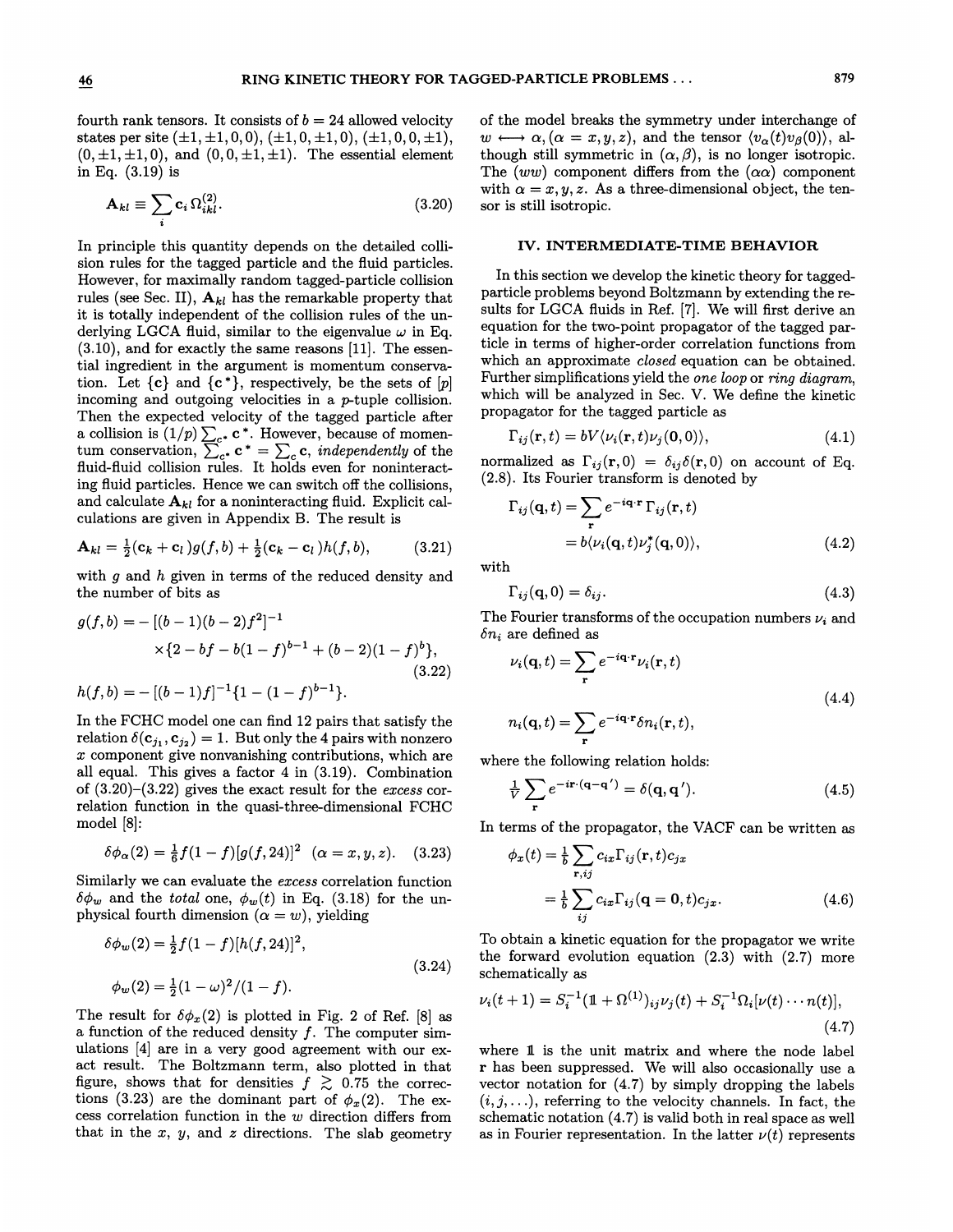fourth rank tensors. It consists of $b = 24$ allowed velocity states per site $(\pm 1, \pm 1, 0, 0)$, $(\pm 1, 0, \pm 1, 0)$, $(\pm 1, 0, 0, \pm 1)$, $(0, \pm 1, \pm 1, 0)$, and $(0, 0, \pm 1, \pm 1)$. The essential element in Eq. (3.19) is

$$\mathbf{A}_{kl} \equiv \sum_i \mathbf{c}_i \, \Omega^{(2)}_{ikl}. \tag{3.20}$$

In principle this quantity depends on the detailed collision rules for the tagged particle and the fluid particles. However, for maximally random tagged-particle collision rules (see Sec. II), $\mathbf{A}_{kl}$ has the remarkable property that it is totally independent of the collision rules of the underlying LGCA fluid, similar to the eigenvalue $\omega$ in Eq. (3.10), and for exactly the same reasons [11]. The essential ingredient in the argument is momentum conservation. Let $\{\mathbf{c}\}$ and $\{\mathbf{c}^*\}$, respectively, be the sets of $[p]$ incoming and outgoing velocities in a $p$-tuple collision. Then the expected velocity of the tagged particle after a collision is $(1/p)\sum_{c^*} \mathbf{c}^*$. However, because of momentum conservation, $\sum_{c^*} \mathbf{c}^* = \sum_c \mathbf{c}$, *independently* of the fluid-fluid collision rules. It holds even for noninteracting fluid particles. Hence we can switch off the collisions, and calculate $\mathbf{A}_{kl}$ for a noninteracting fluid. Explicit calculations are given in Appendix B. The result is

$$\mathbf{A}_{kl} = \tfrac{1}{2}(\mathbf{c}_k + \mathbf{c}_l) g(f, b) + \tfrac{1}{2}(\mathbf{c}_k - \mathbf{c}_l) h(f, b), \tag{3.21}$$

with $g$ and $h$ given in terms of the reduced density and the number of bits as

$$\begin{aligned} g(f, b) = & - [(b-1)(b-2)f^2]^{-1} \\ & \times \{2 - bf - b(1-f)^{b-1} + (b-2)(1-f)^b\}, \\ h(f, b) = & - [(b-1)f]^{-1}\{1 - (1-f)^{b-1}\}. \end{aligned} \tag{3.22}$$

In the FCHC model one can find 12 pairs that satisfy the relation $\delta(\mathbf{c}_{j_1}, \mathbf{c}_{j_2}) = 1$. But only the 4 pairs with nonzero $x$ component give nonvanishing contributions, which are all equal. This gives a factor 4 in (3.19). Combination of (3.20)–(3.22) gives the exact result for the *excess* correlation function in the quasi-three-dimensional FCHC model [8]:

$$\delta\phi_\alpha(2) = \tfrac{1}{6} f(1-f)[g(f, 24)]^2 \quad (\alpha = x, y, z). \tag{3.23}$$

Similarly we can evaluate the *excess* correlation function $\delta\phi_w$ and the *total* one, $\phi_w(t)$ in Eq. (3.18) for the unphysical fourth dimension ($\alpha = w$), yielding

$$\begin{aligned} \delta\phi_w(2) &= \tfrac{1}{2} f(1-f)[h(f, 24)]^2, \\ \phi_w(2) &= \tfrac{1}{2}(1-\omega)^2/(1-f). \end{aligned} \tag{3.24}$$

The result for $\delta\phi_x(2)$ is plotted in Fig. 2 of Ref. [8] as a function of the reduced density $f$. The computer simulations [4] are in a very good agreement with our exact result. The Boltzmann term, also plotted in that figure, shows that for densities $f \gtrsim 0.75$ the corrections (3.23) are the dominant part of $\phi_x(2)$. The excess correlation function in the $w$ direction differs from that in the $x$, $y$, and $z$ directions. The slab geometry of the model breaks the symmetry under interchange of $w \longleftrightarrow \alpha, (\alpha = x, y, z)$, and the tensor $\langle v_\alpha(t) v_\beta(0)\rangle$, although still symmetric in $(\alpha, \beta)$, is no longer isotropic. The $(ww)$ component differs from the $(\alpha\alpha)$ component with $\alpha = x, y, z$. As a three-dimensional object, the tensor is still isotropic.

## IV. INTERMEDIATE-TIME BEHAVIOR

In this section we develop the kinetic theory for tagged-particle problems beyond Boltzmann by extending the results for LGCA fluids in Ref. [7]. We will first derive an equation for the two-point propagator of the tagged particle in terms of higher-order correlation functions from which an approximate *closed* equation can be obtained. Further simplifications yield the *one loop* or *ring diagram*, which will be analyzed in Sec. V. We define the kinetic propagator for the tagged particle as

$$\Gamma_{ij}(\mathbf{r}, t) = bV\langle \nu_i(\mathbf{r}, t)\nu_j(\mathbf{0}, 0)\rangle, \tag{4.1}$$

normalized as $\Gamma_{ij}(\mathbf{r}, 0) = \delta_{ij}\delta(\mathbf{r}, 0)$ on account of Eq. (2.8). Its Fourier transform is denoted by

$$\begin{aligned} \Gamma_{ij}(\mathbf{q}, t) &= \sum_{\mathbf{r}} e^{-i\mathbf{q}\cdot\mathbf{r}} \, \Gamma_{ij}(\mathbf{r}, t) \\ &= b\langle \nu_i(\mathbf{q}, t)\nu_j^*(\mathbf{q}, 0)\rangle, \end{aligned} \tag{4.2}$$

with

$$\Gamma_{ij}(\mathbf{q}, 0) = \delta_{ij}. \tag{4.3}$$

The Fourier transforms of the occupation numbers $\nu_i$ and $\delta n_i$ are defined as

$$\begin{aligned} \nu_i(\mathbf{q}, t) &= \sum_{\mathbf{r}} e^{-i\mathbf{q}\cdot\mathbf{r}} \nu_i(\mathbf{r}, t) \\ n_i(\mathbf{q}, t) &= \sum_{\mathbf{r}} e^{-i\mathbf{q}\cdot\mathbf{r}} \delta n_i(\mathbf{r}, t), \end{aligned} \tag{4.4}$$

where the following relation holds:

$$\tfrac{1}{V} \sum_{\mathbf{r}} e^{-i\mathbf{r}\cdot(\mathbf{q}-\mathbf{q}')} = \delta(\mathbf{q}, \mathbf{q}'). \tag{4.5}$$

In terms of the propagator, the VACF can be written as

$$\begin{aligned} \phi_x(t) &= \tfrac{1}{b} \sum_{\mathbf{r}, ij} c_{ix} \Gamma_{ij}(\mathbf{r}, t) c_{jx} \\ &= \tfrac{1}{b} \sum_{ij} c_{ix} \Gamma_{ij}(\mathbf{q} = \mathbf{0}, t) c_{jx}. \end{aligned} \tag{4.6}$$

To obtain a kinetic equation for the propagator we write the forward evolution equation (2.3) with (2.7) more schematically as

$$\nu_i(t+1) = S_i^{-1}(\mathbb{1} + \Omega^{(1)})_{ij}\nu_j(t) + S_i^{-1}\Omega_i[\nu(t) \cdots n(t)], \tag{4.7}$$

where $\mathbb{1}$ is the unit matrix and where the node label $\mathbf{r}$ has been suppressed. We will also occasionally use a vector notation for (4.7) by simply dropping the labels $(i, j, \ldots)$, referring to the velocity channels. In fact, the schematic notation (4.7) is valid both in real space as well as in Fourier representation. In the latter $\nu(t)$ represents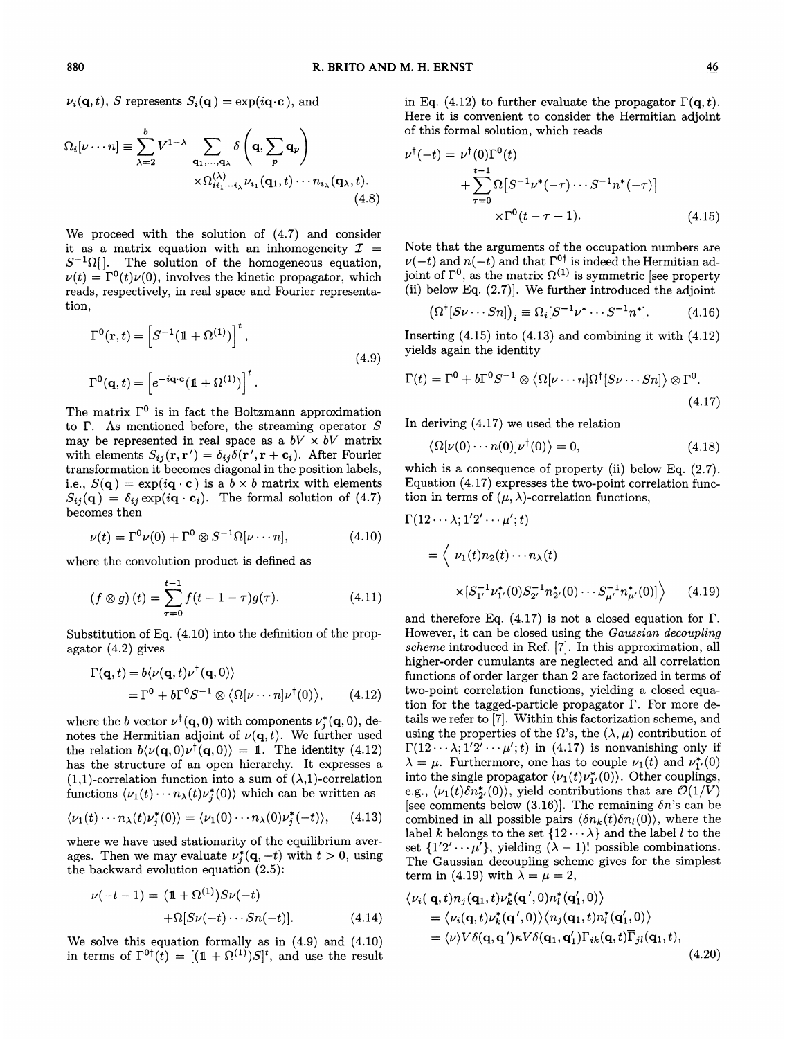$\nu_i(\mathbf{q}, t)$, $S$ represents $S_i(\mathbf{q}) = \exp(i\mathbf{q}\cdot\mathbf{c})$, and

$$\Omega_i[\nu\cdots n] \equiv \sum_{\lambda=2}^{b} V^{1-\lambda} \sum_{\mathbf{q}_1,\ldots,\mathbf{q}_\lambda} \delta\left(\mathbf{q}, \sum_p \mathbf{q}_p\right) \times \Omega^{(\lambda)}_{ii_1\cdots i_\lambda} \nu_{i_1}(\mathbf{q}_1, t)\cdots n_{i_\lambda}(\mathbf{q}_\lambda, t). \tag{4.8}$$

We proceed with the solution of (4.7) and consider it as a matrix equation with an inhomogeneity $\mathcal{I} = S^{-1}\Omega[\,]$. The solution of the homogeneous equation, $\nu(t) = \Gamma^0(t)\nu(0)$, involves the kinetic propagator, which reads, respectively, in real space and Fourier representation,

$$\Gamma^0(\mathbf{r}, t) = \left[S^{-1}(\mathbb{1} + \Omega^{(1)})\right]^t,$$
$$\Gamma^0(\mathbf{q}, t) = \left[e^{-i\mathbf{q}\cdot\mathbf{c}}(\mathbb{1} + \Omega^{(1)})\right]^t. \tag{4.9}$$

The matrix $\Gamma^0$ is in fact the Boltzmann approximation to $\Gamma$. As mentioned before, the streaming operator $S$ may be represented in real space as a $bV \times bV$ matrix with elements $S_{ij}(\mathbf{r}, \mathbf{r}') = \delta_{ij}\delta(\mathbf{r}', \mathbf{r} + \mathbf{c}_i)$. After Fourier transformation it becomes diagonal in the position labels, i.e., $S(\mathbf{q}) = \exp(i\mathbf{q}\cdot\mathbf{c})$ is a $b \times b$ matrix with elements $S_{ij}(\mathbf{q}) = \delta_{ij}\exp(i\mathbf{q}\cdot\mathbf{c}_i)$. The formal solution of (4.7) becomes then

$$\nu(t) = \Gamma^0\nu(0) + \Gamma^0 \otimes S^{-1}\Omega[\nu\cdots n], \tag{4.10}$$

where the convolution product is defined as

$$(f \otimes g)(t) = \sum_{\tau=0}^{t-1} f(t - 1 - \tau)g(\tau). \tag{4.11}$$

Substitution of Eq. (4.10) into the definition of the propagator (4.2) gives

$$\Gamma(\mathbf{q}, t) = b\langle\nu(\mathbf{q}, t)\nu^\dagger(\mathbf{q}, 0)\rangle = \Gamma^0 + b\Gamma^0 S^{-1} \otimes \langle\Omega[\nu\cdots n]\nu^\dagger(0)\rangle, \tag{4.12}$$

where the $b$ vector $\nu^\dagger(\mathbf{q}, 0)$ with components $\nu_j^*(\mathbf{q}, 0)$, denotes the Hermitian adjoint of $\nu(\mathbf{q}, t)$. We further used the relation $b\langle\nu(\mathbf{q}, 0)\nu^\dagger(\mathbf{q}, 0)\rangle = \mathbb{1}$. The identity (4.12) has the structure of an open hierarchy. It expresses a (1,1)-correlation function into a sum of $(\lambda,1)$-correlation functions $\langle\nu_1(t)\cdots n_\lambda(t)\nu_j^*(0)\rangle$ which can be written as

$$\langle\nu_1(t)\cdots n_\lambda(t)\nu_j^*(0)\rangle = \langle\nu_1(0)\cdots n_\lambda(0)\nu_j^*(-t)\rangle, \tag{4.13}$$

where we have used stationarity of the equilibrium averages. Then we may evaluate $\nu_j^*(\mathbf{q}, -t)$ with $t > 0$, using the backward evolution equation (2.5):

$$\nu(-t-1) = (\mathbb{1} + \Omega^{(1)})S\nu(-t) + \Omega[S\nu(-t)\cdots Sn(-t)]. \tag{4.14}$$

We solve this equation formally as in (4.9) and (4.10) in terms of $\Gamma^{0\dagger}(t) = [(\mathbb{1} + \Omega^{(1)})S]^t$, and use the result in Eq. (4.12) to further evaluate the propagator $\Gamma(\mathbf{q}, t)$. Here it is convenient to consider the Hermitian adjoint of this formal solution, which reads

$$\nu^\dagger(-t) = \nu^\dagger(0)\Gamma^0(t) + \sum_{\tau=0}^{t-1} \Omega\left[S^{-1}\nu^*(-\tau)\cdots S^{-1}n^*(-\tau)\right] \times \Gamma^0(t - \tau - 1). \tag{4.15}$$

Note that the arguments of the occupation numbers are $\nu(-t)$ and $n(-t)$ and that $\Gamma^{0\dagger}$ is indeed the Hermitian adjoint of $\Gamma^0$, as the matrix $\Omega^{(1)}$ is symmetric [see property (ii) below Eq. (2.7)]. We further introduced the adjoint

$$\left(\Omega^\dagger[S\nu\cdots Sn]\right)_i \equiv \Omega_i[S^{-1}\nu^*\cdots S^{-1}n^*]. \tag{4.16}$$

Inserting (4.15) into (4.13) and combining it with (4.12) yields again the identity

$$\Gamma(t) = \Gamma^0 + b\Gamma^0 S^{-1} \otimes \langle\Omega[\nu\cdots n]\Omega^\dagger[S\nu\cdots Sn]\rangle \otimes \Gamma^0. \tag{4.17}$$

In deriving (4.17) we used the relation

$$\langle\Omega[\nu(0)\cdots n(0)]\nu^\dagger(0)\rangle = 0, \tag{4.18}$$

which is a consequence of property (ii) below Eq. (2.7). Equation (4.17) expresses the two-point correlation function in terms of $(\mu, \lambda)$-correlation functions,

$$\Gamma(12\cdots\lambda; 1'2'\cdots\mu'; t) = \left\langle \nu_1(t)n_2(t)\cdots n_\lambda(t) \times [S_{1'}^{-1}\nu_{1'}^*(0)S_{2'}^{-1}n_{2'}^*(0)\cdots S_{\mu'}^{-1}n_{\mu'}^*(0)]\right\rangle \tag{4.19}$$

and therefore Eq. (4.17) is not a closed equation for $\Gamma$. However, it can be closed using the *Gaussian decoupling scheme* introduced in Ref. [7]. In this approximation, all higher-order cumulants are neglected and all correlation functions of order larger than 2 are factorized in terms of two-point correlation functions, yielding a closed equation for the tagged-particle propagator $\Gamma$. For more details we refer to [7]. Within this factorization scheme, and using the properties of the $\Omega$'s, the $(\lambda, \mu)$ contribution of $\Gamma(12\cdots\lambda; 1'2'\cdots\mu'; t)$ in (4.17) is nonvanishing only if $\lambda = \mu$. Furthermore, one has to couple $\nu_1(t)$ and $\nu_{1'}^*(0)$ into the single propagator $\langle\nu_1(t)\nu_{1'}^*(0)\rangle$. Other couplings, e.g., $\langle\nu_1(t)\delta n_{2'}^*(0)\rangle$, yield contributions that are $\mathcal{O}(1/V)$ [see comments below (3.16)]. The remaining $\delta n$'s can be combined in all possible pairs $\langle\delta n_k(t)\delta n_l(0)\rangle$, where the label $k$ belongs to the set $\{12\cdots\lambda\}$ and the label $l$ to the set $\{1'2'\cdots\mu'\}$, yielding $(\lambda-1)!$ possible combinations. The Gaussian decoupling scheme gives for the simplest term in (4.19) with $\lambda = \mu = 2$,

$$\begin{aligned}
&\langle\nu_i(\mathbf{q}, t)n_j(\mathbf{q}_1, t)\nu_k^*(\mathbf{q}', 0)n_l^*(\mathbf{q}_1', 0)\rangle \\
&\quad = \langle\nu_i(\mathbf{q}, t)\nu_k^*(\mathbf{q}', 0)\rangle\langle n_j(\mathbf{q}_1, t)n_l^*(\mathbf{q}_1', 0)\rangle \\
&\quad = \langle\nu\rangle V\delta(\mathbf{q}, \mathbf{q}')\kappa V\delta(\mathbf{q}_1, \mathbf{q}_1')\Gamma_{ik}(\mathbf{q}, t)\overline{\Gamma}_{jl}(\mathbf{q}_1, t),
\end{aligned} \tag{4.20}$$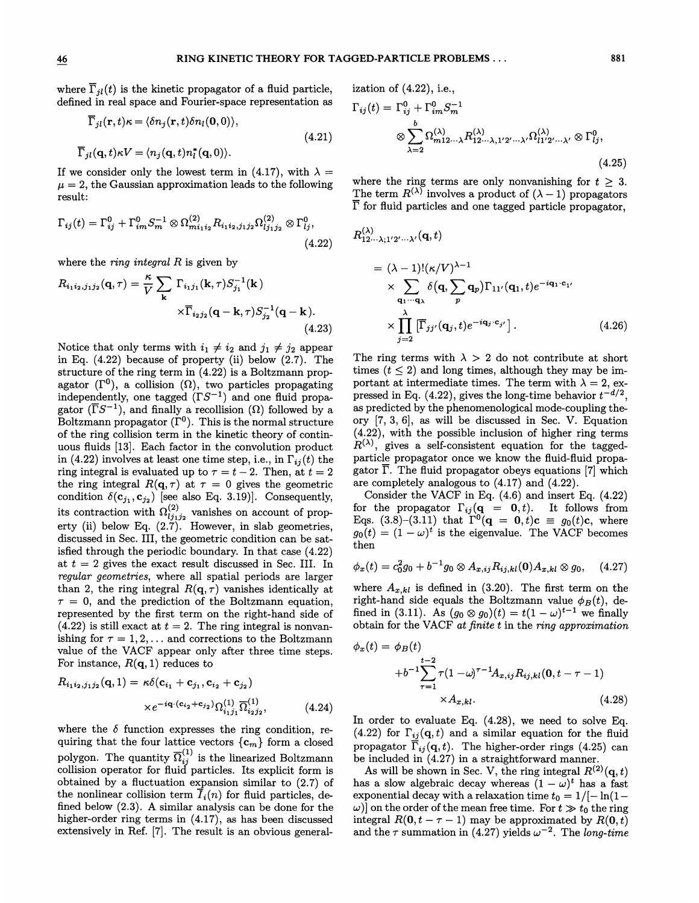where $\overline{\Gamma}_{jl}(t)$ is the kinetic propagator of a fluid particle, defined in real space and Fourier-space representation as

$$\overline{\Gamma}_{jl}(\mathbf{r},t)\kappa = \langle \delta n_j(\mathbf{r},t)\delta n_l(\mathbf{0},0)\rangle,$$
$$\overline{\Gamma}_{jl}(\mathbf{q},t)\kappa V = \langle n_j(\mathbf{q},t)n_l^*(\mathbf{q},0)\rangle. \tag{4.21}$$

If we consider only the lowest term in (4.17), with $\lambda = \mu = 2$, the Gaussian approximation leads to the following result:

$$\Gamma_{ij}(t) = \Gamma^0_{ij} + \Gamma^0_{im}S^{-1}_m \otimes \Omega^{(2)}_{mi_1i_2}R_{i_1i_2,j_1j_2}\Omega^{(2)}_{lj_1j_2} \otimes \Gamma^0_{lj}, \tag{4.22}$$

where the *ring integral* $R$ is given by

$$R_{i_1i_2,j_1j_2}(\mathbf{q},\tau) = \frac{\kappa}{V}\sum_{\mathbf{k}} \Gamma_{i_1j_1}(\mathbf{k},\tau)S^{-1}_{j_1}(\mathbf{k}) \times\overline{\Gamma}_{i_2j_2}(\mathbf{q}-\mathbf{k},\tau)S^{-1}_{j_2}(\mathbf{q}-\mathbf{k}). \tag{4.23}$$

Notice that only terms with $i_1 \neq i_2$ and $j_1 \neq j_2$ appear in Eq. (4.22) because of property (ii) below (2.7). The structure of the ring term in (4.22) is a Boltzmann propagator ($\Gamma^0$), a collision ($\Omega$), two particles propagating independently, one tagged ($\Gamma S^{-1}$) and one fluid propagator ($\overline{\Gamma}S^{-1}$), and finally a recollision ($\Omega$) followed by a Boltzmann propagator ($\Gamma^0$). This is the normal structure of the ring collision term in the kinetic theory of continuous fluids [13]. Each factor in the convolution product in (4.22) involves at least one time step, i.e., in $\Gamma_{ij}(t)$ the ring integral is evaluated up to $\tau = t-2$. Then, at $t=2$ the ring integral $R(\mathbf{q},\tau)$ at $\tau = 0$ gives the geometric condition $\delta(\mathbf{c}_{j_1},\mathbf{c}_{j_2})$ [see also Eq. 3.19)]. Consequently, its contraction with $\Omega^{(2)}_{lj_1j_2}$ vanishes on account of property (ii) below Eq. (2.7). However, in slab geometries, discussed in Sec. III, the geometric condition can be satisfied through the periodic boundary. In that case (4.22) at $t=2$ gives the exact result discussed in Sec. III. In *regular geometries*, where all spatial periods are larger than 2, the ring integral $R(\mathbf{q},\tau)$ vanishes identically at $\tau = 0$, and the prediction of the Boltzmann equation, represented by the first term on the right-hand side of (4.22) is still exact at $t=2$. The ring integral is nonvanishing for $\tau = 1,2,\ldots$ and corrections to the Boltzmann value of the VACF appear only after three time steps. For instance, $R(\mathbf{q},1)$ reduces to

$$R_{i_1i_2,j_1j_2}(\mathbf{q},1) = \kappa\delta(\mathbf{c}_{i_1}+\mathbf{c}_{j_1},\mathbf{c}_{i_2}+\mathbf{c}_{j_2}) \times e^{-i\mathbf{q}\cdot(\mathbf{c}_{i_2}+\mathbf{c}_{j_2})}\Omega^{(1)}_{i_1j_1}\overline{\Omega}^{(1)}_{i_2j_2}, \tag{4.24}$$

where the $\delta$ function expresses the ring condition, requiring that the four lattice vectors $\{\mathbf{c}_m\}$ form a closed polygon. The quantity $\overline{\Omega}^{(1)}_{ij}$ is the linearized Boltzmann collision operator for fluid particles. Its explicit form is obtained by a fluctuation expansion similar to (2.7) of the nonlinear collision term $\overline{I}_i(n)$ for fluid particles, defined below (2.3). A similar analysis can be done for the higher-order ring terms in (4.17), as has been discussed extensively in Ref. [7]. The result is an obvious generalization of (4.22), i.e.,

$$\Gamma_{ij}(t) = \Gamma^0_{ij} + \Gamma^0_{im}S^{-1}_m \otimes \sum_{\lambda=2}^{b}\Omega^{(\lambda)}_{m12\cdots\lambda}R^{(\lambda)}_{12\cdots\lambda,1'2'\cdots\lambda'}\Omega^{(\lambda)}_{l1'2'\cdots\lambda'} \otimes \Gamma^0_{lj}, \tag{4.25}$$

where the ring terms are only nonvanishing for $t \geq 3$. The term $R^{(\lambda)}$ involves a product of $(\lambda-1)$ propagators $\overline{\Gamma}$ for fluid particles and one tagged particle propagator,

$$R^{(\lambda)}_{12\cdots\lambda;1'2'\cdots\lambda'}(\mathbf{q},t) = (\lambda-1)!(\kappa/V)^{\lambda-1} \times\sum_{\mathbf{q}_1\cdots\mathbf{q}_\lambda}\delta(\mathbf{q},\sum_p \mathbf{q}_p)\Gamma_{11'}(\mathbf{q}_1,t)e^{-i\mathbf{q}_1\cdot\mathbf{c}_{1'}} \times\prod_{j=2}^{\lambda}\left[\overline{\Gamma}_{jj'}(\mathbf{q}_j,t)e^{-i\mathbf{q}_j\cdot\mathbf{c}_{j'}}\right]. \tag{4.26}$$

The ring terms with $\lambda > 2$ do not contribute at short times ($t \leq 2$) and long times, although they may be important at intermediate times. The term with $\lambda = 2$, expressed in Eq. (4.22), gives the long-time behavior $t^{-d/2}$, as predicted by the phenomenological mode-coupling theory [7, 3, 6], as will be discussed in Sec. V. Equation (4.22), with the possible inclusion of higher ring terms $R^{(\lambda)}$, gives a self-consistent equation for the tagged-particle propagator once we know the fluid-fluid propagator $\overline{\Gamma}$. The fluid propagator obeys equations [7] which are completely analogous to (4.17) and (4.22).

Consider the VACF in Eq. (4.6) and insert Eq. (4.22) for the propagator $\Gamma_{ij}(\mathbf{q} = \mathbf{0},t)$. It follows from Eqs. (3.8)–(3.11) that $\Gamma^0(\mathbf{q} = \mathbf{0},t)\mathbf{c} \equiv g_0(t)\mathbf{c}$, where $g_0(t) = (1-\omega)^t$ is the eigenvalue. The VACF becomes then

$$\phi_x(t) = c_0^2 g_0 + b^{-1}g_0 \otimes A_{x,ij}R_{ij,kl}(\mathbf{0})A_{x,kl}\otimes g_0, \tag{4.27}$$

where $A_{x,kl}$ is defined in (3.20). The first term on the right-hand side equals the Boltzmann value $\phi_B(t)$, defined in (3.11). As $(g_0 \otimes g_0)(t) = t(1-\omega)^{t-1}$ we finally obtain for the VACF *at finite* $t$ in the *ring approximation*

$$\phi_x(t) = \phi_B(t) + b^{-1}\sum_{\tau=1}^{t-2}\tau(1-\omega)^{\tau-1}A_{x,ij}R_{ij,kl}(\mathbf{0},t-\tau-1) \times A_{x,kl}. \tag{4.28}$$

In order to evaluate Eq. (4.28), we need to solve Eq. (4.22) for $\Gamma_{ij}(\mathbf{q},t)$ and a similar equation for the fluid propagator $\overline{\Gamma}_{ij}(\mathbf{q},t)$. The higher-order rings (4.25) can be included in (4.27) in a straightforward manner.

As will be shown in Sec. V, the ring integral $R^{(2)}(\mathbf{q},t)$ has a slow algebraic decay whereas $(1-\omega)^t$ has a fast exponential decay with a relaxation time $t_0 = 1/[-\ln(1-\omega)]$ on the order of the mean free time. For $t \gg t_0$ the ring integral $R(\mathbf{0},t-\tau-1)$ may be approximated by $R(\mathbf{0},t)$ and the $\tau$ summation in (4.27) yields $\omega^{-2}$. The *long-time*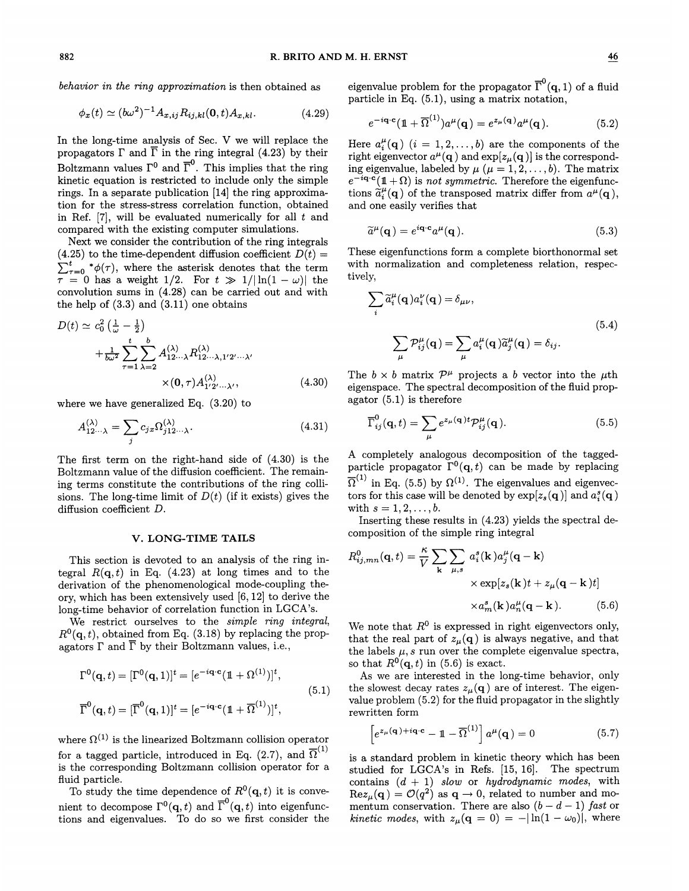*behavior in the ring approximation* is then obtained as

$$\phi_x(t) \simeq (b\omega^2)^{-1} A_{x,ij} R_{ij,kl}(\mathbf{0},t) A_{x,kl}. \tag{4.29}$$

In the long-time analysis of Sec. V we will replace the propagators $\Gamma$ and $\overline{\Gamma}$ in the ring integral (4.23) by their Boltzmann values $\Gamma^0$ and $\overline{\Gamma}^0$. This implies that the ring kinetic equation is restricted to include only the simple rings. In a separate publication [14] the ring approximation for the stress-stress correlation function, obtained in Ref. [7], will be evaluated numerically for all $t$ and compared with the existing computer simulations.

Next we consider the contribution of the ring integrals (4.25) to the time-dependent diffusion coefficient $D(t) = \sum_{\tau=0}^{t} {}^*\phi(\tau)$, where the asterisk denotes that the term $\tau = 0$ has a weight 1/2. For $t \gg 1/|\ln(1-\omega)|$ the convolution sums in (4.28) can be carried out and with the help of (3.3) and (3.11) one obtains

$$D(t) \simeq c_0^2\left(\tfrac{1}{\omega} - \tfrac{1}{2}\right) + \tfrac{1}{b\omega^2}\sum_{\tau=1}^{t}\sum_{\lambda=2}^{b} A^{(\lambda)}_{12\cdots\lambda} R^{(\lambda)}_{12\cdots\lambda,1'2'\cdots\lambda'} \times(\mathbf{0},\tau) A^{(\lambda)}_{1'2'\cdots\lambda'}, \tag{4.30}$$

where we have generalized Eq. (3.20) to

$$A^{(\lambda)}_{12\cdots\lambda} = \sum_j c_{jx}\Omega^{(\lambda)}_{j12\cdots\lambda}. \tag{4.31}$$

The first term on the right-hand side of (4.30) is the Boltzmann value of the diffusion coefficient. The remaining terms constitute the contributions of the ring collisions. The long-time limit of $D(t)$ (if it exists) gives the diffusion coefficient $D$.

## V. LONG-TIME TAILS

This section is devoted to an analysis of the ring integral $R(\mathbf{q},t)$ in Eq. (4.23) at long times and to the derivation of the phenomenological mode-coupling theory, which has been extensively used [6, 12] to derive the long-time behavior of correlation function in LGCA's.

We restrict ourselves to the *simple ring integral*, $R^0(\mathbf{q},t)$, obtained from Eq. (3.18) by replacing the propagators $\Gamma$ and $\overline{\Gamma}$ by their Boltzmann values, i.e.,

$$\Gamma^0(\mathbf{q},t) = [\Gamma^0(\mathbf{q},1)]^t = [e^{-i\mathbf{q}\cdot\mathbf{c}}(\mathbb{1} + \Omega^{(1)})]^t,$$
$$\overline{\Gamma}^0(\mathbf{q},t) = [\overline{\Gamma}^0(\mathbf{q},1)]^t = [e^{-i\mathbf{q}\cdot\mathbf{c}}(\mathbb{1} + \overline{\Omega}^{(1)})]^t, \tag{5.1}$$

where $\Omega^{(1)}$ is the linearized Boltzmann collision operator for a tagged particle, introduced in Eq. (2.7), and $\overline{\Omega}^{(1)}$ is the corresponding Boltzmann collision operator for a fluid particle.

To study the time dependence of $R^0(\mathbf{q},t)$ it is convenient to decompose $\Gamma^0(\mathbf{q},t)$ and $\overline{\Gamma}^0(\mathbf{q},t)$ into eigenfunctions and eigenvalues. To do so we first consider the eigenvalue problem for the propagator $\overline{\Gamma}^0(\mathbf{q},1)$ of a fluid particle in Eq. (5.1), using a matrix notation,

$$e^{-i\mathbf{q}\cdot\mathbf{c}}(\mathbb{1} + \overline{\Omega}^{(1)})a^\mu(\mathbf{q}) = e^{z_\mu(\mathbf{q})}a^\mu(\mathbf{q}). \tag{5.2}$$

Here $a_i^\mu(\mathbf{q})$ $(i = 1,2,\ldots,b)$ are the components of the right eigenvector $a^\mu(\mathbf{q})$ and $\exp[z_\mu(\mathbf{q})]$ is the corresponding eigenvalue, labeled by $\mu$ $(\mu = 1,2,\ldots,b)$. The matrix $e^{-i\mathbf{q}\cdot\mathbf{c}}(\mathbb{1}+\Omega)$ is *not symmetric*. Therefore the eigenfunctions $\widetilde{a}_i^\mu(\mathbf{q})$ of the transposed matrix differ from $a^\mu(\mathbf{q})$, and one easily verifies that

$$\widetilde{a}^\mu(\mathbf{q}) = e^{i\mathbf{q}\cdot\mathbf{c}}a^\mu(\mathbf{q}). \tag{5.3}$$

These eigenfunctions form a complete biorthonormal set with normalization and completeness relation, respectively,

$$\sum_i \widetilde{a}_i^\mu(\mathbf{q})a_i^\nu(\mathbf{q}) = \delta_{\mu\nu},$$
$$\sum_\mu \mathcal{P}^\mu_{ij}(\mathbf{q}) = \sum_\mu a_i^\mu(\mathbf{q})\widetilde{a}_j^\mu(\mathbf{q}) = \delta_{ij}. \tag{5.4}$$

The $b\times b$ matrix $\mathcal{P}^\mu$ projects a $b$ vector into the $\mu$th eigenspace. The spectral decomposition of the fluid propagator (5.1) is therefore

$$\overline{\Gamma}^0_{ij}(\mathbf{q},t) = \sum_\mu e^{z_\mu(\mathbf{q})t}\mathcal{P}^\mu_{ij}(\mathbf{q}). \tag{5.5}$$

A completely analogous decomposition of the tagged-particle propagator $\Gamma^0(\mathbf{q},t)$ can be made by replacing $\overline{\Omega}^{(1)}$ in Eq. (5.5) by $\Omega^{(1)}$. The eigenvalues and eigenvectors for this case will be denoted by $\exp[z_s(\mathbf{q})]$ and $a_i^s(\mathbf{q})$ with $s = 1,2,\ldots,b$.

Inserting these results in (4.23) yields the spectral decomposition of the simple ring integral

$$R^0_{ij,mn}(\mathbf{q},t) = \frac{\kappa}{V}\sum_{\mathbf{k}}\sum_{\mu,s} a_i^s(\mathbf{k})a_j^\mu(\mathbf{q}-\mathbf{k}) \times \exp[z_s(\mathbf{k})t + z_\mu(\mathbf{q}-\mathbf{k})t] \times a_m^s(\mathbf{k})a_n^\mu(\mathbf{q}-\mathbf{k}). \tag{5.6}$$

We note that $R^0$ is expressed in right eigenvectors only, that the real part of $z_\mu(\mathbf{q})$ is always negative, and that the labels $\mu, s$ run over the complete eigenvalue spectra, so that $R^0(\mathbf{q},t)$ in (5.6) is exact.

As we are interested in the long-time behavior, only the slowest decay rates $z_\mu(\mathbf{q})$ are of interest. The eigenvalue problem (5.2) for the fluid propagator in the slightly rewritten form

$$\left[e^{z_\mu(\mathbf{q})+i\mathbf{q}\cdot\mathbf{c}} - \mathbb{1} - \overline{\Omega}^{(1)}\right]a^\mu(\mathbf{q}) = 0 \tag{5.7}$$

is a standard problem in kinetic theory which has been studied for LGCA's in Refs. [15, 16]. The spectrum contains $(d+1)$ *slow* or *hydrodynamic modes*, with $\mathrm{Re}\,z_\mu(\mathbf{q}) = \mathcal{O}(q^2)$ as $\mathbf{q}\to 0$, related to number and momentum conservation. There are also $(b-d-1)$ *fast* or *kinetic modes*, with $z_\mu(\mathbf{q}=0) = -|\ln(1-\omega_0)|$, where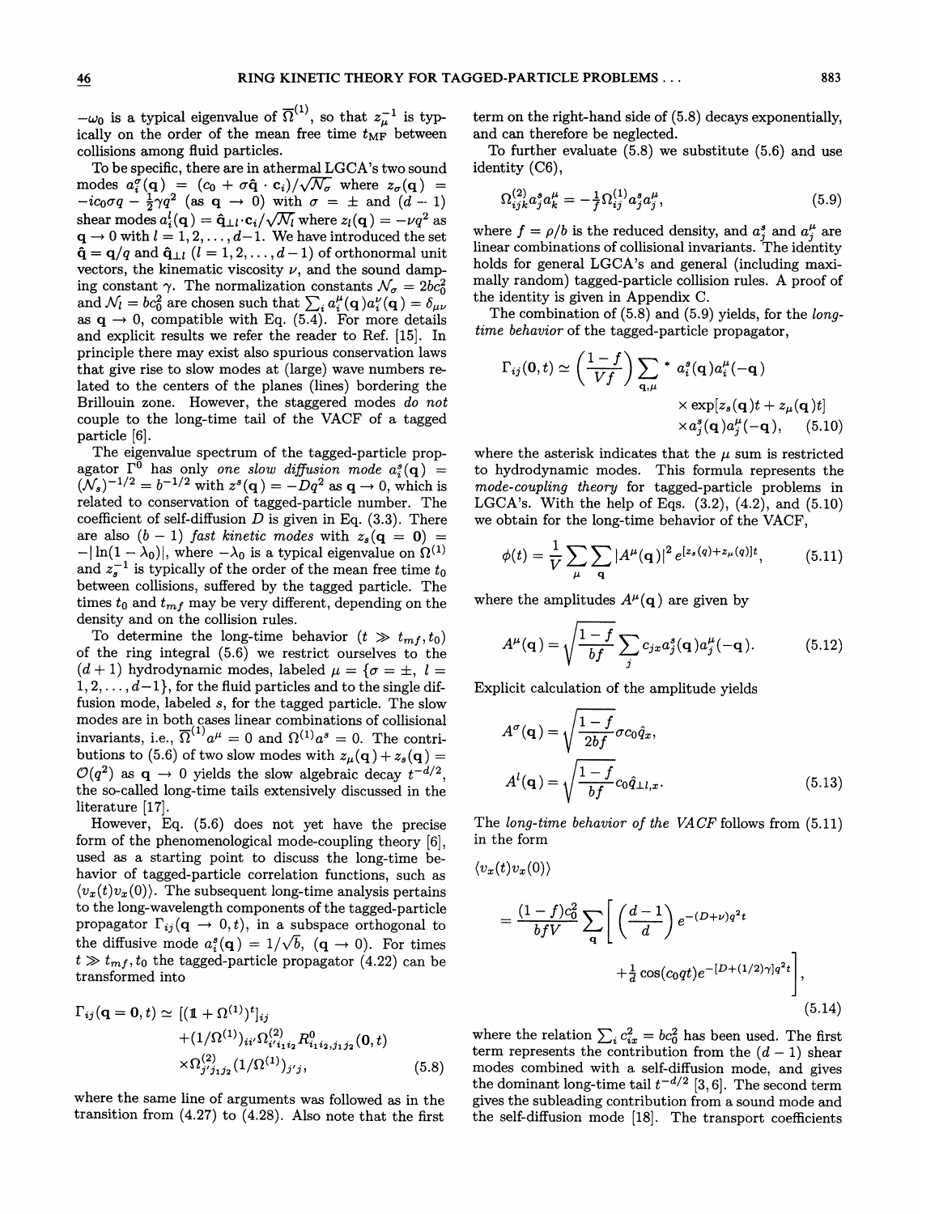$-\omega_0$ is a typical eigenvalue of $\overline{\Omega}^{(1)}$, so that $z_\mu^{-1}$ is typically on the order of the mean free time $t_{\rm MF}$ between collisions among fluid particles.

To be specific, there are in athermal LGCA's two sound modes $a_i^\sigma(\mathbf{q}) = (c_0 + \sigma\hat{\mathbf{q}}\cdot\mathbf{c}_i)/\sqrt{\mathcal{N}_\sigma}$ where $z_\sigma(\mathbf{q}) = -ic_0\sigma q - \frac{1}{2}\gamma q^2$ (as $\mathbf{q}\to 0$) with $\sigma = \pm$ and $(d-1)$ shear modes $a_i^l(\mathbf{q}) = \hat{\mathbf{q}}_{\perp l}\cdot\mathbf{c}_i/\sqrt{\mathcal{N}_l}$ where $z_l(\mathbf{q}) = -\nu q^2$ as $\mathbf{q}\to 0$ with $l = 1, 2, \ldots, d-1$. We have introduced the set $\hat{\mathbf{q}} = \mathbf{q}/q$ and $\hat{\mathbf{q}}_{\perp l}$ $(l = 1, 2, \ldots, d-1)$ of orthonormal unit vectors, the kinematic viscosity $\nu$, and the sound damping constant $\gamma$. The normalization constants $\mathcal{N}_\sigma = 2bc_0^2$ and $\mathcal{N}_l = bc_0^2$ are chosen such that $\sum_i a_i^\mu(\mathbf{q})a_i^\nu(\mathbf{q}) = \delta_{\mu\nu}$ as $\mathbf{q}\to 0$, compatible with Eq. (5.4). For more details and explicit results we refer the reader to Ref. [15]. In principle there may exist also spurious conservation laws that give rise to slow modes at (large) wave numbers related to the centers of the planes (lines) bordering the Brillouin zone. However, the staggered modes *do not* couple to the long-time tail of the VACF of a tagged particle [6].

The eigenvalue spectrum of the tagged-particle propagator $\Gamma^0$ has only *one slow diffusion mode* $a_i^s(\mathbf{q}) = (\mathcal{N}_s)^{-1/2} = b^{-1/2}$ with $z^s(\mathbf{q}) = -Dq^2$ as $\mathbf{q}\to 0$, which is related to conservation of tagged-particle number. The coefficient of self-diffusion $D$ is given in Eq. (3.3). There are also $(b-1)$ *fast kinetic modes* with $z_s(\mathbf{q}=\mathbf{0}) = -|\ln(1-\lambda_0)|$, where $-\lambda_0$ is a typical eigenvalue on $\Omega^{(1)}$ and $z_s^{-1}$ is typically of the order of the mean free time $t_0$ between collisions, suffered by the tagged particle. The times $t_0$ and $t_{mf}$ may be very different, depending on the density and on the collision rules.

To determine the long-time behavior $(t \gg t_{mf}, t_0)$ of the ring integral (5.6) we restrict ourselves to the $(d+1)$ hydrodynamic modes, labeled $\mu = \{\sigma = \pm,\ l = 1, 2, \ldots, d-1\}$, for the fluid particles and to the single diffusion mode, labeled $s$, for the tagged particle. The slow modes are in both cases linear combinations of collisional invariants, i.e., $\overline{\Omega}^{(1)}a^\mu = 0$ and $\Omega^{(1)}a^s = 0$. The contributions to (5.6) of two slow modes with $z_\mu(\mathbf{q}) + z_s(\mathbf{q}) = \mathcal{O}(q^2)$ as $\mathbf{q}\to 0$ yields the slow algebraic decay $t^{-d/2}$, the so-called long-time tails extensively discussed in the literature [17].

However, Eq. (5.6) does not yet have the precise form of the phenomenological mode-coupling theory [6], used as a starting point to discuss the long-time behavior of tagged-particle correlation functions, such as $\langle v_x(t)v_x(0)\rangle$. The subsequent long-time analysis pertains to the long-wavelength components of the tagged-particle propagator $\Gamma_{ij}(\mathbf{q}\to 0, t)$, in a subspace orthogonal to the diffusive mode $a_i^s(\mathbf{q}) = 1/\sqrt{b}$, $(\mathbf{q}\to 0)$. For times $t \gg t_{mf}, t_0$ the tagged-particle propagator (4.22) can be transformed into

$$
\begin{aligned}
\Gamma_{ij}(\mathbf{q}=\mathbf{0}, t) \simeq\ & [(\mathbb{1} + \Omega^{(1)})^t]_{ij} \\
& + (1/\Omega^{(1)})_{ii'}\Omega^{(2)}_{i'i_1i_2}R^0_{i_1i_2,j_1j_2}(\mathbf{0}, t) \\
& \times \Omega^{(2)}_{j'j_1j_2}(1/\Omega^{(1)})_{j'j},
\end{aligned}
\tag{5.8}
$$

where the same line of arguments was followed as in the transition from (4.27) to (4.28). Also note that the first term on the right-hand side of (5.8) decays exponentially, and can therefore be neglected.

To further evaluate (5.8) we substitute (5.6) and use identity (C6),

$$
\Omega^{(2)}_{ijk}a_j^s a_k^\mu = -\tfrac{1}{f}\Omega^{(1)}_{ij}a_j^s a_j^\mu,
\tag{5.9}
$$

where $f = \rho/b$ is the reduced density, and $a_j^s$ and $a_j^\mu$ are linear combinations of collisional invariants. The identity holds for general LGCA's and general (including maximally random) tagged-particle collision rules. A proof of the identity is given in Appendix C.

The combination of (5.8) and (5.9) yields, for the *long-time behavior* of the tagged-particle propagator,

$$
\begin{aligned}
\Gamma_{ij}(\mathbf{0}, t) \simeq \left(\frac{1-f}{Vf}\right)\sum_{\mathbf{q},\mu}{}^{*}\ & a_i^s(\mathbf{q})a_i^\mu(-\mathbf{q}) \\
& \times \exp[z_s(\mathbf{q})t + z_\mu(\mathbf{q})t] \\
& \times a_j^s(\mathbf{q})a_j^\mu(-\mathbf{q}),
\end{aligned}
\tag{5.10}
$$

where the asterisk indicates that the $\mu$ sum is restricted to hydrodynamic modes. This formula represents the *mode-coupling theory* for tagged-particle problems in LGCA's. With the help of Eqs. (3.2), (4.2), and (5.10) we obtain for the long-time behavior of the VACF,

$$
\phi(t) = \frac{1}{V}\sum_\mu\sum_{\mathbf{q}}|A^\mu(\mathbf{q})|^2\, e^{[z_s(\mathbf{q}) + z_\mu(\mathbf{q})]t},
\tag{5.11}
$$

where the amplitudes $A^\mu(\mathbf{q})$ are given by

$$
A^\mu(\mathbf{q}) = \sqrt{\frac{1-f}{bf}}\sum_j c_{jx}a_j^s(\mathbf{q})a_j^\mu(-\mathbf{q}).
\tag{5.12}
$$

Explicit calculation of the amplitude yields

$$
\begin{aligned}
A^\sigma(\mathbf{q}) &= \sqrt{\frac{1-f}{2bf}}\sigma c_0\hat{q}_x, \\
A^l(\mathbf{q}) &= \sqrt{\frac{1-f}{bf}}c_0\hat{q}_{\perp l,x}.
\end{aligned}
\tag{5.13}
$$

The *long-time behavior of the VACF* follows from (5.11) in the form

$$
\begin{aligned}
\langle v_x(t)v_x(0)\rangle = \frac{(1-f)c_0^2}{bfV}\sum_{\mathbf{q}}\Bigg[&\left(\frac{d-1}{d}\right)e^{-(D+\nu)q^2t} \\
&+ \tfrac{1}{d}\cos(c_0qt)e^{-[D+(1/2)\gamma]q^2t}\Bigg],
\end{aligned}
\tag{5.14}
$$

where the relation $\sum_i c_{ix}^2 = bc_0^2$ has been used. The first term represents the contribution from the $(d-1)$ shear modes combined with a self-diffusion mode, and gives the dominant long-time tail $t^{-d/2}$ [3, 6]. The second term gives the subleading contribution from a sound mode and the self-diffusion mode [18]. The transport coefficients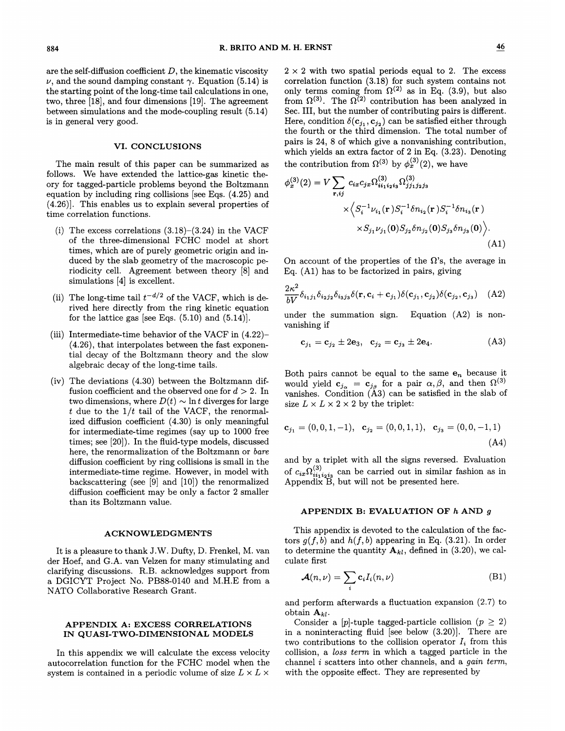are the self-diffusion coefficient $D$, the kinematic viscosity $\nu$, and the sound damping constant $\gamma$. Equation (5.14) is the starting point of the long-time tail calculations in one, two, three [18], and four dimensions [19]. The agreement between simulations and the mode-coupling result (5.14) is in general very good.

## VI. CONCLUSIONS

The main result of this paper can be summarized as follows. We have extended the lattice-gas kinetic theory for tagged-particle problems beyond the Boltzmann equation by including ring collisions [see Eqs. (4.25) and (4.26)]. This enables us to explain several properties of time correlation functions.

(i) The excess correlations (3.18)–(3.24) in the VACF of the three-dimensional FCHC model at short times, which are of purely geometric origin and induced by the slab geometry of the macroscopic periodicity cell. Agreement between theory [8] and simulations [4] is excellent.

(ii) The long-time tail $t^{-d/2}$ of the VACF, which is derived here directly from the ring kinetic equation for the lattice gas [see Eqs. (5.10) and (5.14)].

(iii) Intermediate-time behavior of the VACF in (4.22)–(4.26), that interpolates between the fast exponential decay of the Boltzmann theory and the slow algebraic decay of the long-time tails.

(iv) The deviations (4.30) between the Boltzmann diffusion coefficient and the observed one for $d > 2$. In two dimensions, where $D(t) \sim \ln t$ diverges for large $t$ due to the $1/t$ tail of the VACF, the renormalized diffusion coefficient (4.30) is only meaningful for intermediate-time regimes (say up to 1000 free times; see [20]). In the fluid-type models, discussed here, the renormalization of the Boltzmann or *bare* diffusion coefficient by ring collisions is small in the intermediate-time regime. However, in model with backscattering (see [9] and [10]) the renormalized diffusion coefficient may be only a factor 2 smaller than its Boltzmann value.

## ACKNOWLEDGMENTS

It is a pleasure to thank J.W. Dufty, D. Frenkel, M. van der Hoef, and G.A. van Velzen for many stimulating and clarifying discussions. R.B. acknowledges support from a DGICYT Project No. PB88-0140 and M.H.E from a NATO Collaborative Research Grant.

## APPENDIX A: EXCESS CORRELATIONS IN QUASI-TWO-DIMENSIONAL MODELS

In this appendix we will calculate the excess velocity autocorrelation function for the FCHC model when the system is contained in a periodic volume of size $L \times L \times 2 \times 2$ with two spatial periods equal to 2. The excess correlation function (3.18) for such system contains not only terms coming from $\Omega^{(2)}$ as in Eq. (3.9), but also from $\Omega^{(3)}$. The $\Omega^{(2)}$ contribution has been analyzed in Sec. III, but the number of contributing pairs is different. Here, condition $\delta(\mathbf{c}_{j_1}, \mathbf{c}_{j_2})$ can be satisfied either through the fourth or the third dimension. The total number of pairs is 24, 8 of which give a nonvanishing contribution, which yields an extra factor of 2 in Eq. (3.23). Denoting the contribution from $\Omega^{(3)}$ by $\phi_x^{(3)}(2)$, we have

$$\phi_x^{(3)}(2) = V \sum_{\mathbf{r},ij} c_{ix} c_{jx} \Omega^{(3)}_{ii_1i_2i_3} \Omega^{(3)}_{jj_1j_2j_3} \times \Big\langle S_i^{-1}\nu_{i_1}(\mathbf{r}) S_i^{-1}\delta n_{i_2}(\mathbf{r}) S_i^{-1}\delta n_{i_3}(\mathbf{r}) \times S_{j_1}\nu_{j_1}(\mathbf{0}) S_{j_2}\delta n_{j_2}(\mathbf{0}) S_{j_3}\delta n_{j_3}(\mathbf{0})\Big\rangle. \tag{A1}$$

On account of the properties of the $\Omega$'s, the average in Eq. (A1) has to be factorized in pairs, giving

$$\frac{2\kappa^2}{bV} \delta_{i_1j_1}\delta_{i_2j_2}\delta_{i_3j_3}\delta(\mathbf{r}, \mathbf{c}_i + \mathbf{c}_{j_1})\delta(\mathbf{c}_{j_1}, \mathbf{c}_{j_2})\delta(\mathbf{c}_{j_2}, \mathbf{c}_{j_3}) \tag{A2}$$

under the summation sign. Equation (A2) is nonvanishing if

$$\mathbf{c}_{j_1} = \mathbf{c}_{j_2} \pm 2\mathbf{e}_3, \quad \mathbf{c}_{j_2} = \mathbf{c}_{j_3} \pm 2\mathbf{e}_4. \tag{A3}$$

Both pairs cannot be equal to the same $\mathbf{e}_n$ because it would yield $\mathbf{c}_{j_\alpha} = \mathbf{c}_{j_\beta}$ for a pair $\alpha, \beta$, and then $\Omega^{(3)}$ vanishes. Condition (A3) can be satisfied in the slab of size $L \times L \times 2 \times 2$ by the triplet:

$$\mathbf{c}_{j_1} = (0,0,1,-1), \quad \mathbf{c}_{j_2} = (0,0,1,1), \quad \mathbf{c}_{j_3} = (0,0,-1,1) \tag{A4}$$

and by a triplet with all the signs reversed. Evaluation of $c_{ix}\Omega^{(3)}_{ii_1i_2i_3}$ can be carried out in similar fashion as in Appendix B, but will not be presented here.

## APPENDIX B: EVALUATION OF $h$ AND $g$

This appendix is devoted to the calculation of the factors $g(f,b)$ and $h(f,b)$ appearing in Eq. (3.21). In order to determine the quantity $\mathbf{A}_{kl}$, defined in (3.20), we calculate first

$$\boldsymbol{\mathcal{A}}(n,\nu) = \sum_i \mathbf{c}_i I_i(n,\nu) \tag{B1}$$

and perform afterwards a fluctuation expansion (2.7) to obtain $\mathbf{A}_{kl}$.

Consider a $[p]$-tuple tagged-particle collision ($p \geq 2$) in a noninteracting fluid [see below (3.20)]. There are two contributions to the collision operator $I_i$ from this collision, a *loss term* in which a tagged particle in the channel $i$ scatters into other channels, and a *gain term*, with the opposite effect. They are represented by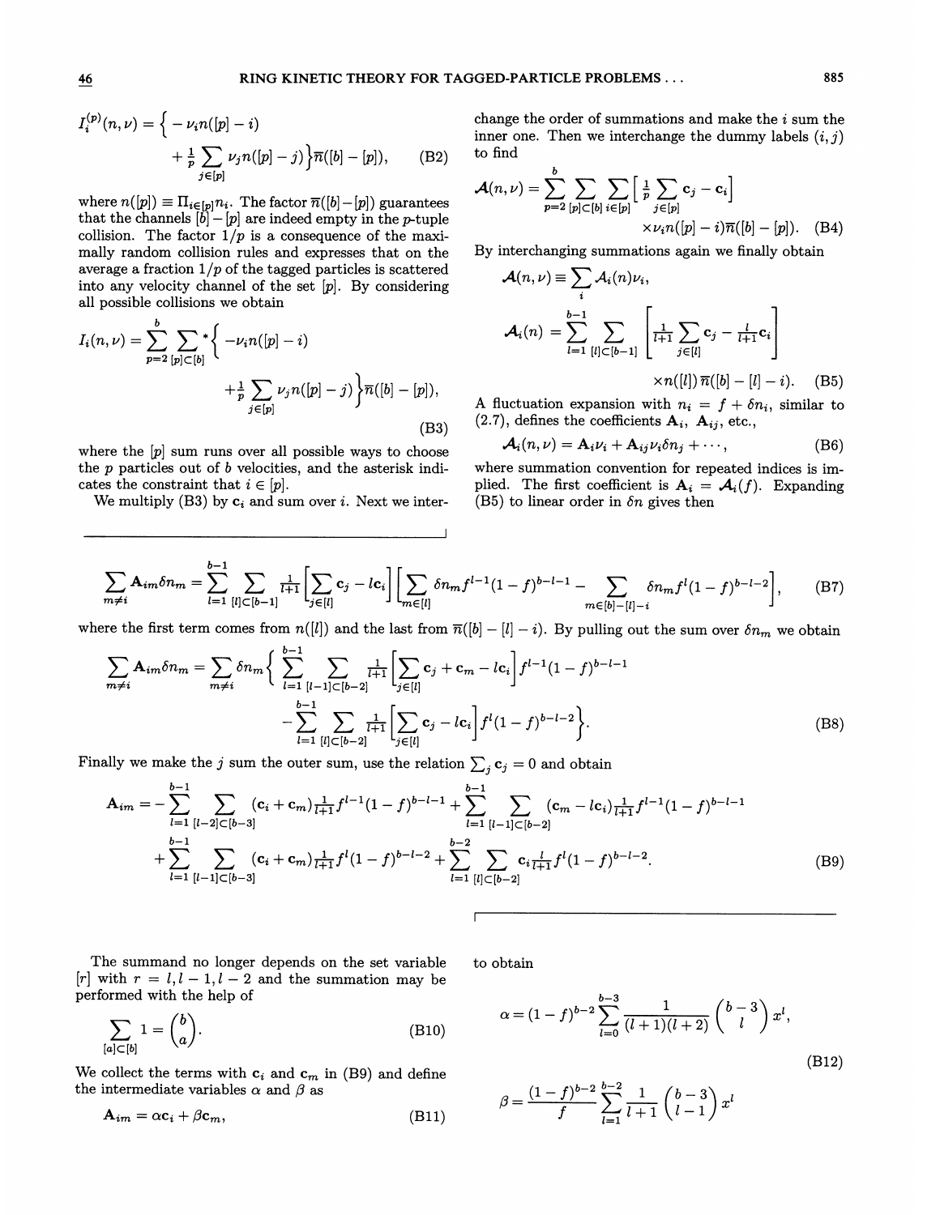$$I_i^{(p)}(n,\nu) = \Big\{ -\nu_i n([p]-i) + \tfrac{1}{p}\sum_{j\in[p]} \nu_j n([p]-j)\Big\}\overline{n}([b]-[p]), \tag{B2}$$

where $n([p]) \equiv \Pi_{i\in[p]} n_i$. The factor $\overline{n}([b]-[p])$ guarantees that the channels $[b]-[p]$ are indeed empty in the $p$-tuple collision. The factor $1/p$ is a consequence of the maximally random collision rules and expresses that on the average a fraction $1/p$ of the tagged particles is scattered into any velocity channel of the set $[p]$. By considering all possible collisions we obtain

$$I_i(n,\nu) = \sum_{p=2}^{b}\sum_{[p]\subset[b]}{}^{*}\Big\{ -\nu_i n([p]-i) + \tfrac{1}{p}\sum_{j\in[p]} \nu_j n([p]-j)\Big\}\overline{n}([b]-[p]), \tag{B3}$$

where the $[p]$ sum runs over all possible ways to choose the $p$ particles out of $b$ velocities, and the asterisk indicates the constraint that $i \in [p]$.

We multiply (B3) by $\mathbf{c}_i$ and sum over $i$. Next we interchange the order of summations and make the $i$ sum the inner one. Then we interchange the dummy labels $(i,j)$ to find

$$\boldsymbol{\mathcal{A}}(n,\nu) = \sum_{p=2}^{b}\sum_{[p]\subset[b]}\sum_{i\in[p]}\Big[\tfrac{1}{p}\sum_{j\in[p]}\mathbf{c}_j - \mathbf{c}_i\Big] \times \nu_i n([p]-i)\overline{n}([b]-[p]). \tag{B4}$$

By interchanging summations again we finally obtain

$$\boldsymbol{\mathcal{A}}(n,\nu) \equiv \sum_i \boldsymbol{\mathcal{A}}_i(n)\nu_i,$$

$$\boldsymbol{\mathcal{A}}_i(n) = \sum_{l=1}^{b-1}\sum_{[l]\subset[b-1]}\left[\tfrac{1}{l+1}\sum_{j\in[l]}\mathbf{c}_j - \tfrac{l}{l+1}\mathbf{c}_i\right] \times n([l])\,\overline{n}([b]-[l]-i). \tag{B5}$$

A fluctuation expansion with $n_i = f + \delta n_i$, similar to (2.7), defines the coefficients $\mathbf{A}_i$, $\mathbf{A}_{ij}$, etc.,

$$\boldsymbol{\mathcal{A}}_i(n,\nu) = \mathbf{A}_i\nu_i + \mathbf{A}_{ij}\nu_i\delta n_j + \cdots, \tag{B6}$$

where summation convention for repeated indices is implied. The first coefficient is $\mathbf{A}_i = \boldsymbol{\mathcal{A}}_i(f)$. Expanding (B5) to linear order in $\delta n$ gives then

$$\sum_{m\neq i}\mathbf{A}_{im}\delta n_m = \sum_{l=1}^{b-1}\sum_{[l]\subset[b-1]}\tfrac{1}{l+1}\Big[\sum_{j\in[l]}\mathbf{c}_j - l\mathbf{c}_i\Big]\Big[\sum_{m\in[l]}\delta n_m f^{l-1}(1-f)^{b-l-1} - \sum_{m\in[b]-[l]-i}\delta n_m f^{l}(1-f)^{b-l-2}\Big], \tag{B7}$$

where the first term comes from $n([l])$ and the last from $\overline{n}([b]-[l]-i)$. By pulling out the sum over $\delta n_m$ we obtain

$$\sum_{m\neq i}\mathbf{A}_{im}\delta n_m = \sum_{m\neq i}\delta n_m\Big\{\sum_{l=1}^{b-1}\sum_{[l-1]\subset[b-2]}\tfrac{1}{l+1}\Big[\sum_{j\in[l]}\mathbf{c}_j + \mathbf{c}_m - l\mathbf{c}_i\Big]f^{l-1}(1-f)^{b-l-1} - \sum_{l=1}^{b-1}\sum_{[l]\subset[b-2]}\tfrac{1}{l+1}\Big[\sum_{j\in[l]}\mathbf{c}_j - l\mathbf{c}_i\Big]f^{l}(1-f)^{b-l-2}\Big\}. \tag{B8}$$

Finally we make the $j$ sum the outer sum, use the relation $\sum_j \mathbf{c}_j = 0$ and obtain

$$\begin{aligned}\mathbf{A}_{im} = &-\sum_{l=1}^{b-1}\sum_{[l-2]\subset[b-3]}(\mathbf{c}_i+\mathbf{c}_m)\tfrac{1}{l+1}f^{l-1}(1-f)^{b-l-1} + \sum_{l=1}^{b-1}\sum_{[l-1]\subset[b-2]}(\mathbf{c}_m - l\mathbf{c}_i)\tfrac{1}{l+1}f^{l-1}(1-f)^{b-l-1}\\ &+\sum_{l=1}^{b-1}\sum_{[l-1]\subset[b-3]}(\mathbf{c}_i+\mathbf{c}_m)\tfrac{1}{l+1}f^{l}(1-f)^{b-l-2} + \sum_{l=1}^{b-2}\sum_{[l]\subset[b-2]}\mathbf{c}_i\tfrac{l}{l+1}f^{l}(1-f)^{b-l-2}.\end{aligned} \tag{B9}$$

The summand no longer depends on the set variable $[r]$ with $r = l, l-1, l-2$ and the summation may be performed with the help of

$$\sum_{[a]\subset[b]} 1 = \binom{b}{a}. \tag{B10}$$

We collect the terms with $\mathbf{c}_i$ and $\mathbf{c}_m$ in (B9) and define the intermediate variables $\alpha$ and $\beta$ as

$$\mathbf{A}_{im} = \alpha\mathbf{c}_i + \beta\mathbf{c}_m, \tag{B11}$$

to obtain

$$\alpha = (1-f)^{b-2}\sum_{l=0}^{b-3}\frac{1}{(l+1)(l+2)}\binom{b-3}{l}x^l,$$

$$\beta = \frac{(1-f)^{b-2}}{f}\sum_{l=1}^{b-2}\frac{1}{l+1}\binom{b-3}{l-1}x^l \tag{B12}$$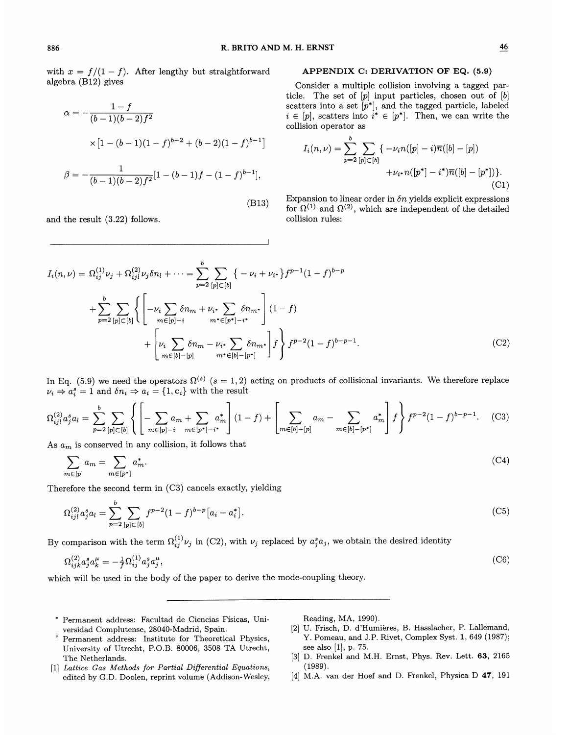with $x = f/(1-f)$. After lengthy but straightforward algebra (B12) gives

$$\alpha = -\frac{1-f}{(b-1)(b-2)f^2} \times \left[1-(b-1)(1-f)^{b-2}+(b-2)(1-f)^{b-1}\right]$$

$$\beta = -\frac{1}{(b-1)(b-2)f^2}[1-(b-1)f-(1-f)^{b-1}], \tag{B13}$$

and the result (3.22) follows.

## APPENDIX C: DERIVATION OF EQ. (5.9)

Consider a multiple collision involving a tagged particle. The set of $[p]$ input particles, chosen out of $[b]$ scatters into a set $[p^*]$, and the tagged particle, labeled $i \in [p]$, scatters into $i^* \in [p^*]$. Then, we can write the collision operator as

$$I_i(n,\nu) = \sum_{p=2}^{b}\sum_{[p]\subset[b]}\{-\nu_i n([p]-i)\overline{n}([b]-[p]) + \nu_{i^*}n([p^*]-i^*)\overline{n}([b]-[p^*])\}. \tag{C1}$$

Expansion to linear order in $\delta n$ yields explicit expressions for $\Omega^{(1)}$ and $\Omega^{(2)}$, which are independent of the detailed collision rules:

$$I_i(n,\nu) = \Omega^{(1)}_{ij}\nu_j + \Omega^{(2)}_{ijl}\nu_j\delta n_l + \cdots = \sum_{p=2}^{b}\sum_{[p]\subset[b]}\{-\nu_i+\nu_{i^*}\}f^{p-1}(1-f)^{b-p}$$
$$+\sum_{p=2}^{b}\sum_{[p]\subset[b]}\left\{\left[-\nu_i\sum_{m\in[p]-i}\delta n_m + \nu_{i^*}\sum_{m^*\in[p^*]-i^*}\delta n_{m^*}\right](1-f) + \left[\nu_i\sum_{m\in[b]-[p]}\delta n_m - \nu_{i^*}\sum_{m^*\in[b]-[p^*]}\delta n_{m^*}\right]f\right\}f^{p-2}(1-f)^{b-p-1}. \tag{C2}$$

In Eq. (5.9) we need the operators $\Omega^{(s)}$ $(s=1,2)$ acting on products of collisional invariants. We therefore replace $\nu_i \Rightarrow a^s_i = 1$ and $\delta n_i \Rightarrow a_i = \{1, \mathbf{c}_i\}$ with the result

$$\Omega^{(2)}_{ijl}a^s_j a_l = \sum_{p=2}^{b}\sum_{[p]\subset[b]}\left\{\left[-\sum_{m\in[p]-i}a_m + \sum_{m\in[p^*]-i^*}a^*_m\right](1-f) + \left[\sum_{m\in[b]-[p]}a_m - \sum_{m\in[b]-[p^*]}a^*_m\right]f\right\}f^{p-2}(1-f)^{b-p-1}. \tag{C3}$$

As $a_m$ is conserved in any collision, it follows that

$$\sum_{m\in[p]}a_m = \sum_{m\in[p^*]}a^*_m. \tag{C4}$$

Therefore the second term in (C3) cancels exactly, yielding

$$\Omega^{(2)}_{ijl}a^s_j a_l = \sum_{p=2}^{b}\sum_{[p]\subset[b]}f^{p-2}(1-f)^{b-p}\left[a_i - a^*_i\right]. \tag{C5}$$

By comparison with the term $\Omega^{(1)}_{ij}\nu_j$ in (C2), with $\nu_j$ replaced by $a^s_j a_j$, we obtain the desired identity

$$\Omega^{(2)}_{ijk}a^s_j a^\mu_k = -\tfrac{1}{f}\Omega^{(1)}_{ij}a^s_j a^\mu_j, \tag{C6}$$

which will be used in the body of the paper to derive the mode-coupling theory.

---

* Permanent address: Facultad de Ciencias Físicas, Universidad Complutense, 28040-Madrid, Spain.

† Permanent address: Institute for Theoretical Physics, University of Utrecht, P.O.B. 80006, 3508 TA Utrecht, The Netherlands.

[1] *Lattice Gas Methods for Partial Differential Equations*, edited by G.D. Doolen, reprint volume (Addison-Wesley, Reading, MA, 1990).

[2] U. Frisch, D. d'Humières, B. Hasslacher, P. Lallemand, Y. Pomeau, and J.P. Rivet, Complex Syst. **1**, 649 (1987); see also [1], p. 75.

[3] D. Frenkel and M.H. Ernst, Phys. Rev. Lett. **63**, 2165 (1989).

[4] M.A. van der Hoef and D. Frenkel, Physica D **47**, 191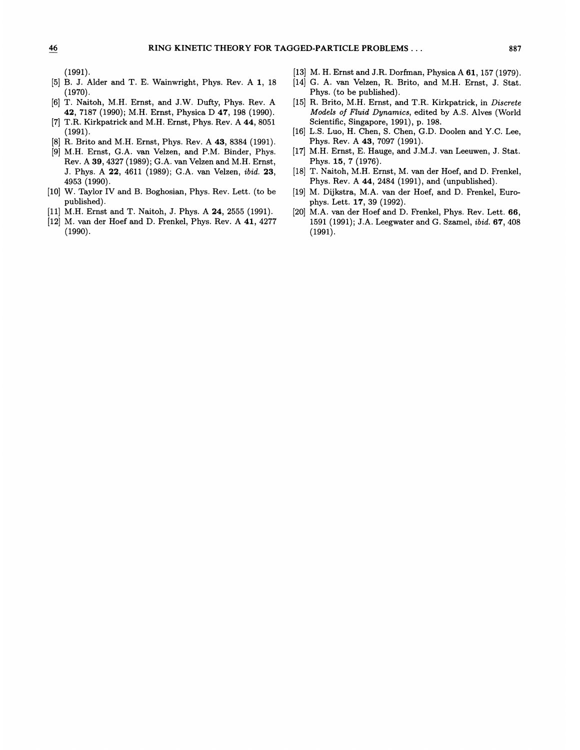(1991).

[5] B. J. Alder and T. E. Wainwright, Phys. Rev. A **1**, 18 (1970).

[6] T. Naitoh, M.H. Ernst, and J.W. Dufty, Phys. Rev. A **42**, 7187 (1990); M.H. Ernst, Physica D **47**, 198 (1990).

[7] T.R. Kirkpatrick and M.H. Ernst, Phys. Rev. A **44**, 8051 (1991).

[8] R. Brito and M.H. Ernst, Phys. Rev. A **43**, 8384 (1991).

[9] M.H. Ernst, G.A. van Velzen, and P.M. Binder, Phys. Rev. A **39**, 4327 (1989); G.A. van Velzen and M.H. Ernst, J. Phys. A **22**, 4611 (1989); G.A. van Velzen, *ibid.* **23**, 4953 (1990).

[10] W. Taylor IV and B. Boghosian, Phys. Rev. Lett. (to be published).

[11] M.H. Ernst and T. Naitoh, J. Phys. A **24**, 2555 (1991).

[12] M. van der Hoef and D. Frenkel, Phys. Rev. A **41**, 4277 (1990).

[13] M. H. Ernst and J.R. Dorfman, Physica A **61**, 157 (1979).

[14] G. A. van Velzen, R. Brito, and M.H. Ernst, J. Stat. Phys. (to be published).

[15] R. Brito, M.H. Ernst, and T.R. Kirkpatrick, in *Discrete Models of Fluid Dynamics*, edited by A.S. Alves (World Scientific, Singapore, 1991), p. 198.

[16] L.S. Luo, H. Chen, S. Chen, G.D. Doolen and Y.C. Lee, Phys. Rev. A **43**, 7097 (1991).

[17] M.H. Ernst, E. Hauge, and J.M.J. van Leeuwen, J. Stat. Phys. **15**, 7 (1976).

[18] T. Naitoh, M.H. Ernst, M. van der Hoef, and D. Frenkel, Phys. Rev. A **44**, 2484 (1991), and (unpublished).

[19] M. Dijkstra, M.A. van der Hoef, and D. Frenkel, Europhys. Lett. **17**, 39 (1992).

[20] M.A. van der Hoef and D. Frenkel, Phys. Rev. Lett. **66**, 1591 (1991); J.A. Leegwater and G. Szamel, *ibid.* **67**, 408 (1991).